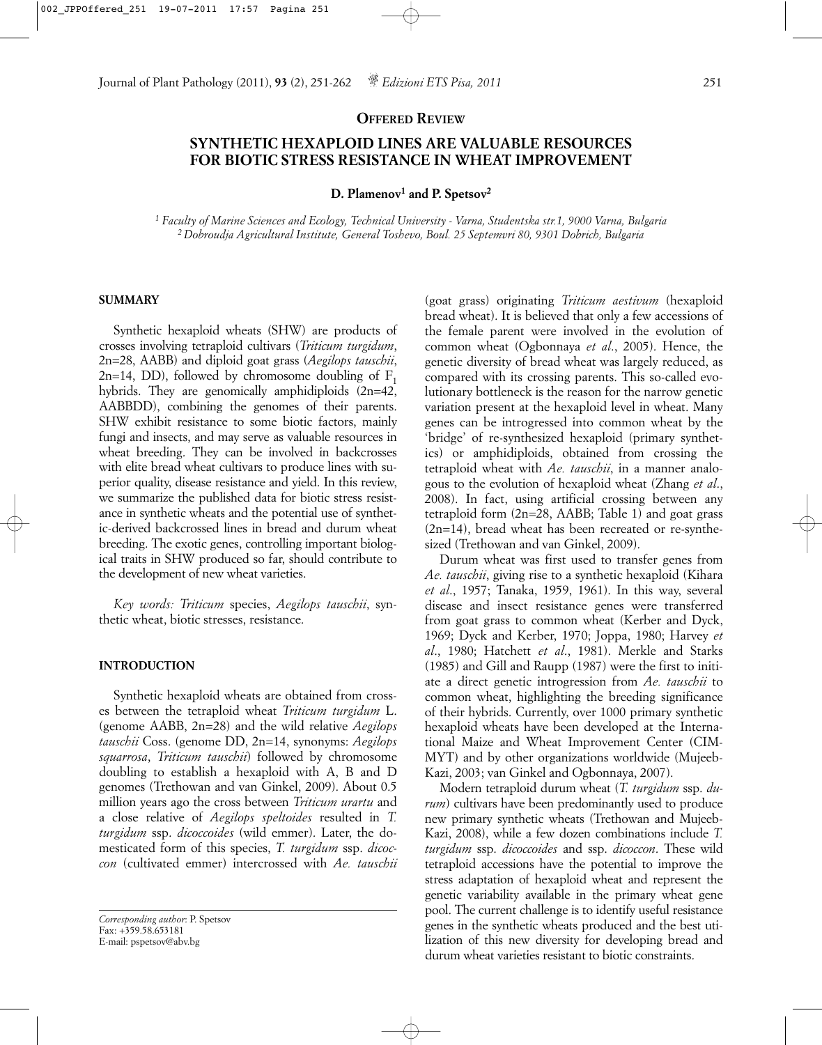**OFFERED REVIEW**

# SYNTHETIC HEXAPLOID LINES ARE VALUABLE RESOURCES FOR BIOTIC STRESS RESISTANCE IN WHEAT IMPROVEMENT

**D. Plamenov[1] and P. Spetsov[2]**

[1] *Faculty of Marine Sciences and Ecology, Technical University - Varna, Studentska str.1, 9000 Varna, Bulgaria*
[2] *Dobroudja Agricultural Institute, General Toshevo, Boul. 25 Septemvri 80, 9301 Dobrich, Bulgaria*

## SUMMARY

Synthetic hexaploid wheats (SHW) are products of crosses involving tetraploid cultivars (*Triticum turgidum*, 2n=28, AABB) and diploid goat grass (*Aegilops tauschii*, 2n=14, DD), followed by chromosome doubling of $F_1$ hybrids. They are genomically amphidiploids (2n=42, AABBDD), combining the genomes of their parents. SHW exhibit resistance to some biotic factors, mainly fungi and insects, and may serve as valuable resources in wheat breeding. They can be involved in backcrosses with elite bread wheat cultivars to produce lines with superior quality, disease resistance and yield. In this review, we summarize the published data for biotic stress resistance in synthetic wheats and the potential use of synthetic-derived backcrossed lines in bread and durum wheat breeding. The exotic genes, controlling important biological traits in SHW produced so far, should contribute to the development of new wheat varieties.

*Key words: Triticum* species, *Aegilops tauschii*, synthetic wheat, biotic stresses, resistance.

## INTRODUCTION

Synthetic hexaploid wheats are obtained from crosses between the tetraploid wheat *Triticum turgidum* L. (genome AABB, 2n=28) and the wild relative *Aegilops tauschii* Coss. (genome DD, 2n=14, synonyms: *Aegilops squarrosa*, *Triticum tauschii*) followed by chromosome doubling to establish a hexaploid with A, B and D genomes (Trethowan and van Ginkel, 2009). About 0.5 million years ago the cross between *Triticum urartu* and a close relative of *Aegilops speltoides* resulted in *T. turgidum* ssp. *dicoccoides* (wild emmer). Later, the domesticated form of this species, *T. turgidum* ssp. *dicoccon* (cultivated emmer) intercrossed with *Ae. tauschii* (goat grass) originating *Triticum aestivum* (hexaploid bread wheat). It is believed that only a few accessions of the female parent were involved in the evolution of common wheat (Ogbonnaya *et al*., 2005). Hence, the genetic diversity of bread wheat was largely reduced, as compared with its crossing parents. This so-called evolutionary bottleneck is the reason for the narrow genetic variation present at the hexaploid level in wheat. Many genes can be introgressed into common wheat by the 'bridge' of re-synthesized hexaploid (primary synthetics) or amphidiploids, obtained from crossing the tetraploid wheat with *Ae. tauschii*, in a manner analogous to the evolution of hexaploid wheat (Zhang *et al*., 2008). In fact, using artificial crossing between any tetraploid form (2n=28, AABB; Table 1) and goat grass (2n=14), bread wheat has been recreated or re-synthesized (Trethowan and van Ginkel, 2009).

Durum wheat was first used to transfer genes from *Ae. tauschii*, giving rise to a synthetic hexaploid (Kihara *et al*., 1957; Tanaka, 1959, 1961). In this way, several disease and insect resistance genes were transferred from goat grass to common wheat (Kerber and Dyck, 1969; Dyck and Kerber, 1970; Joppa, 1980; Harvey *et al*., 1980; Hatchett *et al*., 1981). Merkle and Starks (1985) and Gill and Raupp (1987) were the first to initiate a direct genetic introgression from *Ae. tauschii* to common wheat, highlighting the breeding significance of their hybrids. Currently, over 1000 primary synthetic hexaploid wheats have been developed at the International Maize and Wheat Improvement Center (CIMMYT) and by other organizations worldwide (Mujeeb-Kazi, 2003; van Ginkel and Ogbonnaya, 2007).

Modern tetraploid durum wheat (*T. turgidum* ssp. *durum*) cultivars have been predominantly used to produce new primary synthetic wheats (Trethowan and Mujeeb-Kazi, 2008), while a few dozen combinations include *T. turgidum* ssp. *dicoccoides* and ssp. *dicoccon*. These wild tetraploid accessions have the potential to improve the stress adaptation of hexaploid wheat and represent the genetic variability available in the primary wheat gene pool. The current challenge is to identify useful resistance genes in the synthetic wheats produced and the best utilization of this new diversity for developing bread and durum wheat varieties resistant to biotic constraints.

*Corresponding author*: P. Spetsov
Fax: +359.58.653181
E-mail: pspetsov@abv.bg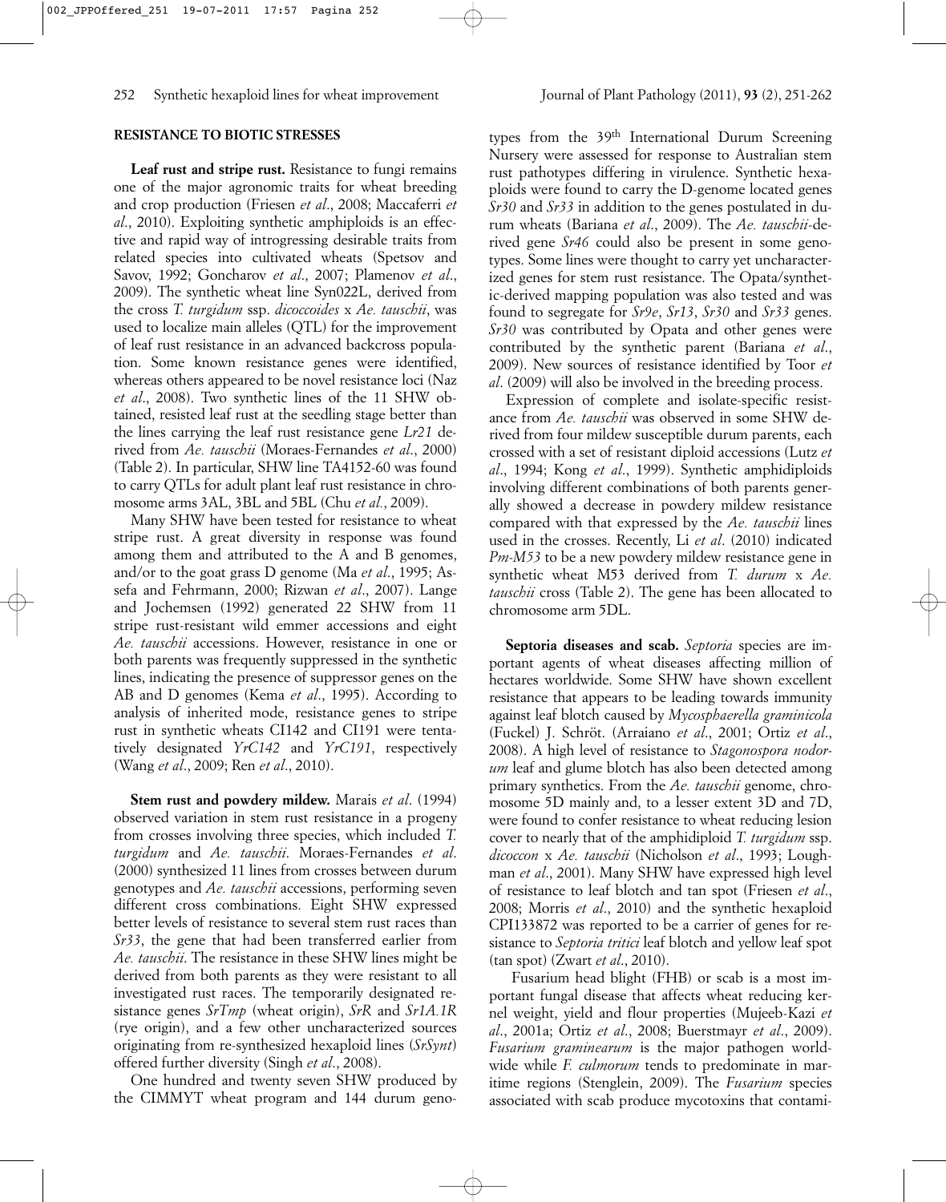## RESISTANCE TO BIOTIC STRESSES

**Leaf rust and stripe rust.** Resistance to fungi remains one of the major agronomic traits for wheat breeding and crop production (Friesen *et al*., 2008; Maccaferri *et al*., 2010). Exploiting synthetic amphiploids is an effective and rapid way of introgressing desirable traits from related species into cultivated wheats (Spetsov and Savov, 1992; Goncharov *et al*., 2007; Plamenov *et al*., 2009). The synthetic wheat line Syn022L, derived from the cross *T. turgidum* ssp. *dicoccoides* x *Ae. tauschii*, was used to localize main alleles (QTL) for the improvement of leaf rust resistance in an advanced backcross population. Some known resistance genes were identified, whereas others appeared to be novel resistance loci (Naz *et al*., 2008). Two synthetic lines of the 11 SHW obtained, resisted leaf rust at the seedling stage better than the lines carrying the leaf rust resistance gene *Lr21* derived from *Ae. tauschii* (Moraes-Fernandes *et al*., 2000) (Table 2). In particular, SHW line TA4152-60 was found to carry QTLs for adult plant leaf rust resistance in chromosome arms 3AL, 3BL and 5BL (Chu *et al.*, 2009).

Many SHW have been tested for resistance to wheat stripe rust. A great diversity in response was found among them and attributed to the A and B genomes, and/or to the goat grass D genome (Ma *et al*., 1995; Assefa and Fehrmann, 2000; Rizwan *et al*., 2007). Lange and Jochemsen (1992) generated 22 SHW from 11 stripe rust-resistant wild emmer accessions and eight *Ae. tauschii* accessions. However, resistance in one or both parents was frequently suppressed in the synthetic lines, indicating the presence of suppressor genes on the AB and D genomes (Kema *et al*., 1995). According to analysis of inherited mode, resistance genes to stripe rust in synthetic wheats CI142 and CI191 were tentatively designated *YrC142* and *YrC191*, respectively (Wang *et al*., 2009; Ren *et al*., 2010).

**Stem rust and powdery mildew.** Marais *et al*. (1994) observed variation in stem rust resistance in a progeny from crosses involving three species, which included *T. turgidum* and *Ae. tauschii*. Moraes-Fernandes *et al*. (2000) synthesized 11 lines from crosses between durum genotypes and *Ae. tauschii* accessions, performing seven different cross combinations. Eight SHW expressed better levels of resistance to several stem rust races than *Sr33*, the gene that had been transferred earlier from *Ae. tauschii*. The resistance in these SHW lines might be derived from both parents as they were resistant to all investigated rust races. The temporarily designated resistance genes *SrTmp* (wheat origin), *SrR* and *Sr1A.1R* (rye origin), and a few other uncharacterized sources originating from re-synthesized hexaploid lines (*SrSynt*) offered further diversity (Singh *et al*., 2008).

One hundred and twenty seven SHW produced by the CIMMYT wheat program and 144 durum genotypes from the 39th International Durum Screening Nursery were assessed for response to Australian stem rust pathotypes differing in virulence. Synthetic hexaploids were found to carry the D-genome located genes *Sr30* and *Sr33* in addition to the genes postulated in durum wheats (Bariana *et al*., 2009). The *Ae. tauschii*-derived gene *Sr46* could also be present in some genotypes. Some lines were thought to carry yet uncharacterized genes for stem rust resistance. The Opata/synthetic-derived mapping population was also tested and was found to segregate for *Sr9e*, *Sr13*, *Sr30* and *Sr33* genes. *Sr30* was contributed by Opata and other genes were contributed by the synthetic parent (Bariana *et al*., 2009). New sources of resistance identified by Toor *et al*. (2009) will also be involved in the breeding process.

Expression of complete and isolate-specific resistance from *Ae. tauschii* was observed in some SHW derived from four mildew susceptible durum parents, each crossed with a set of resistant diploid accessions (Lutz *et al*., 1994; Kong *et al*., 1999). Synthetic amphidiploids involving different combinations of both parents generally showed a decrease in powdery mildew resistance compared with that expressed by the *Ae. tauschii* lines used in the crosses. Recently, Li *et al*. (2010) indicated *Pm-M53* to be a new powdery mildew resistance gene in synthetic wheat M53 derived from *T. durum* x *Ae. tauschii* cross (Table 2). The gene has been allocated to chromosome arm 5DL.

**Septoria diseases and scab.** *Septoria* species are important agents of wheat diseases affecting million of hectares worldwide. Some SHW have shown excellent resistance that appears to be leading towards immunity against leaf blotch caused by *Mycosphaerella graminicola* (Fuckel) J. Schröt. (Arraiano *et al*., 2001; Ortiz *et al*., 2008). A high level of resistance to *Stagonospora nodorum* leaf and glume blotch has also been detected among primary synthetics. From the *Ae. tauschii* genome, chromosome 5D mainly and, to a lesser extent 3D and 7D, were found to confer resistance to wheat reducing lesion cover to nearly that of the amphidiploid *T. turgidum* ssp. *dicoccon* x *Ae. tauschii* (Nicholson *et al*., 1993; Loughman *et al*., 2001). Many SHW have expressed high level of resistance to leaf blotch and tan spot (Friesen *et al*., 2008; Morris *et al*., 2010) and the synthetic hexaploid CPI133872 was reported to be a carrier of genes for resistance to *Septoria tritici* leaf blotch and yellow leaf spot (tan spot) (Zwart *et al*., 2010).

Fusarium head blight (FHB) or scab is a most important fungal disease that affects wheat reducing kernel weight, yield and flour properties (Mujeeb-Kazi *et al*., 2001a; Ortiz *et al*., 2008; Buerstmayr *et al*., 2009). *Fusarium graminearum* is the major pathogen worldwide while *F. culmorum* tends to predominate in maritime regions (Stenglein, 2009). The *Fusarium* species associated with scab produce mycotoxins that contami-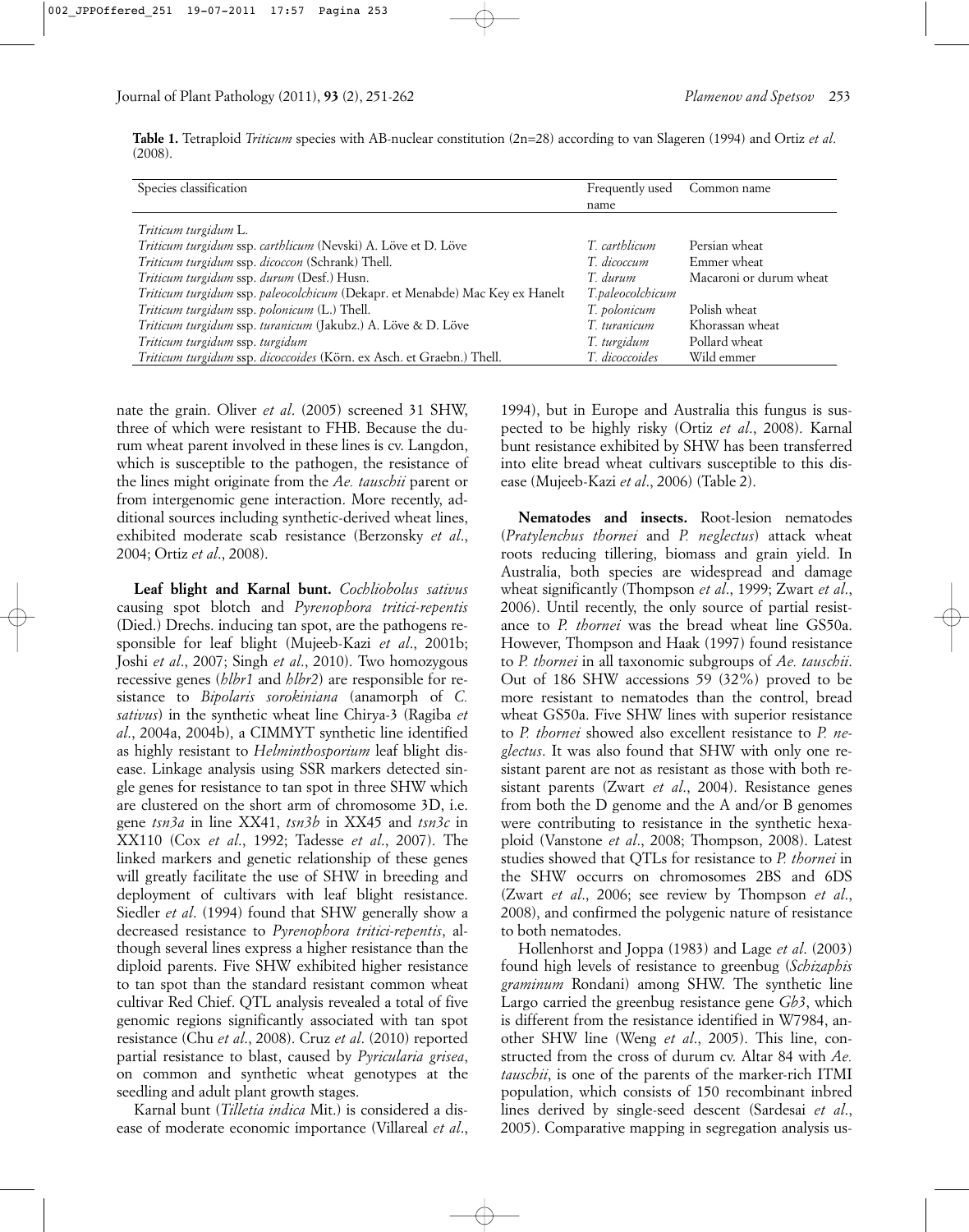**Table 1.** Tetraploid *Triticum* species with AB-nuclear constitution (2n=28) according to van Slageren (1994) and Ortiz *et al*. (2008).

| Species classification | Frequently used name | Common name |
|---|---|---|
| *Triticum turgidum* L. | | |
| *Triticum turgidum* ssp. *carthlicum* (Nevski) A. Löve et D. Löve | *T. carthlicum* | Persian wheat |
| *Triticum turgidum* ssp. *dicoccon* (Schrank) Thell. | *T. dicoccum* | Emmer wheat |
| *Triticum turgidum* ssp. *durum* (Desf.) Husn. | *T. durum* | Macaroni or durum wheat |
| *Triticum turgidum* ssp. *paleocolchicum* (Dekapr. et Menabde) Mac Key ex Hanelt | *T.paleocolchicum* | |
| *Triticum turgidum* ssp. *polonicum* (L.) Thell. | *T. polonicum* | Polish wheat |
| *Triticum turgidum* ssp. *turanicum* (Jakubz.) A. Löve & D. Löve | *T. turanicum* | Khorassan wheat |
| *Triticum turgidum* ssp. *turgidum* | *T. turgidum* | Pollard wheat |
| *Triticum turgidum* ssp. *dicoccoides* (Körn. ex Asch. et Graebn.) Thell. | *T. dicoccoides* | Wild emmer |

nate the grain. Oliver *et al*. (2005) screened 31 SHW, three of which were resistant to FHB. Because the durum wheat parent involved in these lines is cv. Langdon, which is susceptible to the pathogen, the resistance of the lines might originate from the *Ae. tauschii* parent or from intergenomic gene interaction. More recently, additional sources including synthetic-derived wheat lines, exhibited moderate scab resistance (Berzonsky *et al*., 2004; Ortiz *et al*., 2008).

**Leaf blight and Karnal bunt.** *Cochliobolus sativus* causing spot blotch and *Pyrenophora tritici-repentis* (Died.) Drechs. inducing tan spot, are the pathogens responsible for leaf blight (Mujeeb-Kazi *et al*., 2001b; Joshi *et al*., 2007; Singh *et al*., 2010). Two homozygous recessive genes (*hlbr1* and *hlbr2*) are responsible for resistance to *Bipolaris sorokiniana* (anamorph of *C. sativus*) in the synthetic wheat line Chirya-3 (Ragiba *et al*., 2004a, 2004b), a CIMMYT synthetic line identified as highly resistant to *Helminthosporium* leaf blight disease. Linkage analysis using SSR markers detected single genes for resistance to tan spot in three SHW which are clustered on the short arm of chromosome 3D, i.e. gene *tsn3a* in line XX41, *tsn3b* in XX45 and *tsn3c* in XX110 (Cox *et al*., 1992; Tadesse *et al*., 2007). The linked markers and genetic relationship of these genes will greatly facilitate the use of SHW in breeding and deployment of cultivars with leaf blight resistance. Siedler *et al*. (1994) found that SHW generally show a decreased resistance to *Pyrenophora tritici-repentis*, although several lines express a higher resistance than the diploid parents. Five SHW exhibited higher resistance to tan spot than the standard resistant common wheat cultivar Red Chief. QTL analysis revealed a total of five genomic regions significantly associated with tan spot resistance (Chu *et al*., 2008). Cruz *et al*. (2010) reported partial resistance to blast, caused by *Pyricularia grisea*, on common and synthetic wheat genotypes at the seedling and adult plant growth stages.

Karnal bunt (*Tilletia indica* Mit.) is considered a disease of moderate economic importance (Villareal *et al*., 1994), but in Europe and Australia this fungus is suspected to be highly risky (Ortiz *et al*., 2008). Karnal bunt resistance exhibited by SHW has been transferred into elite bread wheat cultivars susceptible to this disease (Mujeeb-Kazi *et al*., 2006) (Table 2).

**Nematodes and insects.** Root-lesion nematodes (*Pratylenchus thornei* and *P. neglectus*) attack wheat roots reducing tillering, biomass and grain yield. In Australia, both species are widespread and damage wheat significantly (Thompson *et al*., 1999; Zwart *et al*., 2006). Until recently, the only source of partial resistance to *P. thornei* was the bread wheat line GS50a. However, Thompson and Haak (1997) found resistance to *P. thornei* in all taxonomic subgroups of *Ae. tauschii*. Out of 186 SHW accessions 59 (32%) proved to be more resistant to nematodes than the control, bread wheat GS50a. Five SHW lines with superior resistance to *P. thornei* showed also excellent resistance to *P. neglectus*. It was also found that SHW with only one resistant parent are not as resistant as those with both resistant parents (Zwart *et al*., 2004). Resistance genes from both the D genome and the A and/or B genomes were contributing to resistance in the synthetic hexaploid (Vanstone *et al*., 2008; Thompson, 2008). Latest studies showed that QTLs for resistance to *P. thornei* in the SHW occurs on chromosomes 2BS and 6DS (Zwart *et al*., 2006; see review by Thompson *et al*., 2008), and confirmed the polygenic nature of resistance to both nematodes.

Hollenhorst and Joppa (1983) and Lage *et al*. (2003) found high levels of resistance to greenbug (*Schizaphis graminum* Rondani) among SHW. The synthetic line Largo carried the greenbug resistance gene *Gb3*, which is different from the resistance identified in W7984, another SHW line (Weng *et al*., 2005). This line, constructed from the cross of durum cv. Altar 84 with *Ae. tauschii*, is one of the parents of the marker-rich ITMI population, which consists of 150 recombinant inbred lines derived by single-seed descent (Sardesai *et al*., 2005). Comparative mapping in segregation analysis us-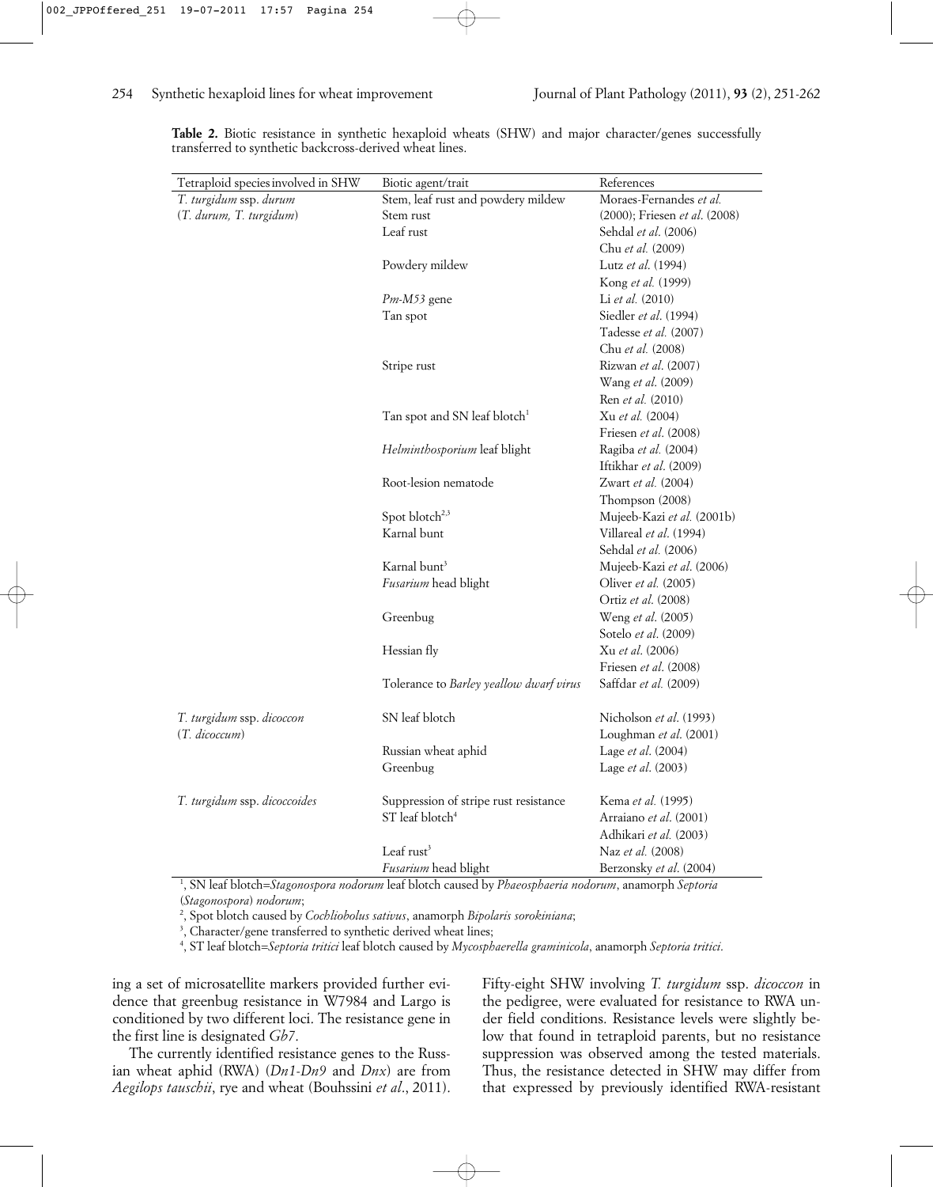**Table 2.** Biotic resistance in synthetic hexaploid wheats (SHW) and major character/genes successfully transferred to synthetic backcross-derived wheat lines.

| Tetraploid species involved in SHW | Biotic agent/trait | References |
|---|---|---|
| *T. turgidum* ssp. *durum* | Stem, leaf rust and powdery mildew | Moraes-Fernandes *et al.* |
| (*T. durum, T. turgidum*) | Stem rust | (2000); Friesen *et al*. (2008) |
| | Leaf rust | Sehdal *et al*. (2006) |
| | | Chu *et al.* (2009) |
| | Powdery mildew | Lutz *et al*. (1994) |
| | | Kong *et al.* (1999) |
| | *Pm-M53* gene | Li *et al.* (2010) |
| | Tan spot | Siedler *et al*. (1994) |
| | | Tadesse *et al.* (2007) |
| | | Chu *et al.* (2008) |
| | Stripe rust | Rizwan *et al*. (2007) |
| | | Wang *et al*. (2009) |
| | | Ren *et al.* (2010) |
| | Tan spot and SN leaf blotch[1] | Xu *et al.* (2004) |
| | | Friesen *et al*. (2008) |
| | *Helminthosporium* leaf blight | Ragiba *et al.* (2004) |
| | | Iftikhar *et al*. (2009) |
| | Root-lesion nematode | Zwart *et al.* (2004) |
| | | Thompson (2008) |
| | Spot blotch[2,3] | Mujeeb-Kazi *et al.* (2001b) |
| | Karnal bunt | Villareal *et al*. (1994) |
| | | Sehdal *et al*. (2006) |
| | Karnal bunt[3] | Mujeeb-Kazi *et al*. (2006) |
| | *Fusarium* head blight | Oliver *et al.* (2005) |
| | | Ortiz *et al*. (2008) |
| | Greenbug | Weng *et al*. (2005) |
| | | Sotelo *et al*. (2009) |
| | Hessian fly | Xu *et al*. (2006) |
| | | Friesen *et al*. (2008) |
| | Tolerance to *Barley yeallow dwarf virus* | Saffdar *et al.* (2009) |
| *T. turgidum* ssp. *dicoccon* | SN leaf blotch | Nicholson *et al*. (1993) |
| (*T. dicoccum*) | | Loughman *et al*. (2001) |
| | Russian wheat aphid | Lage *et al*. (2004) |
| | Greenbug | Lage *et al*. (2003) |
| *T. turgidum* ssp. *dicoccoides* | Suppression of stripe rust resistance | Kema *et al.* (1995) |
| | ST leaf blotch[4] | Arraiano *et al*. (2001) |
| | | Adhikari *et al.* (2003) |
| | Leaf rust[3] | Naz *et al.* (2008) |
| | *Fusarium* head blight | Berzonsky *et al*. (2004) |

[1], SN leaf blotch=*Stagonospora nodorum* leaf blotch caused by *Phaeosphaeria nodorum*, anamorph *Septoria* (*Stagonospora*) *nodorum*;
[2], Spot blotch caused by *Cochliobolus sativus*, anamorph *Bipolaris sorokiniana*;
[3], Character/gene transferred to synthetic derived wheat lines;
[4], ST leaf blotch=*Septoria tritici* leaf blotch caused by *Mycosphaerella graminicola*, anamorph *Septoria tritici*.

ing a set of microsatellite markers provided further evidence that greenbug resistance in W7984 and Largo is conditioned by two different loci. The resistance gene in the first line is designated *Gb7*.

The currently identified resistance genes to the Russian wheat aphid (RWA) (*Dn1-Dn9* and *Dnx*) are from *Aegilops tauschii*, rye and wheat (Bouhssini *et al*., 2011). Fifty-eight SHW involving *T. turgidum* ssp. *dicoccon* in the pedigree, were evaluated for resistance to RWA under field conditions. Resistance levels were slightly below that found in tetraploid parents, but no resistance suppression was observed among the tested materials. Thus, the resistance detected in SHW may differ from that expressed by previously identified RWA-resistant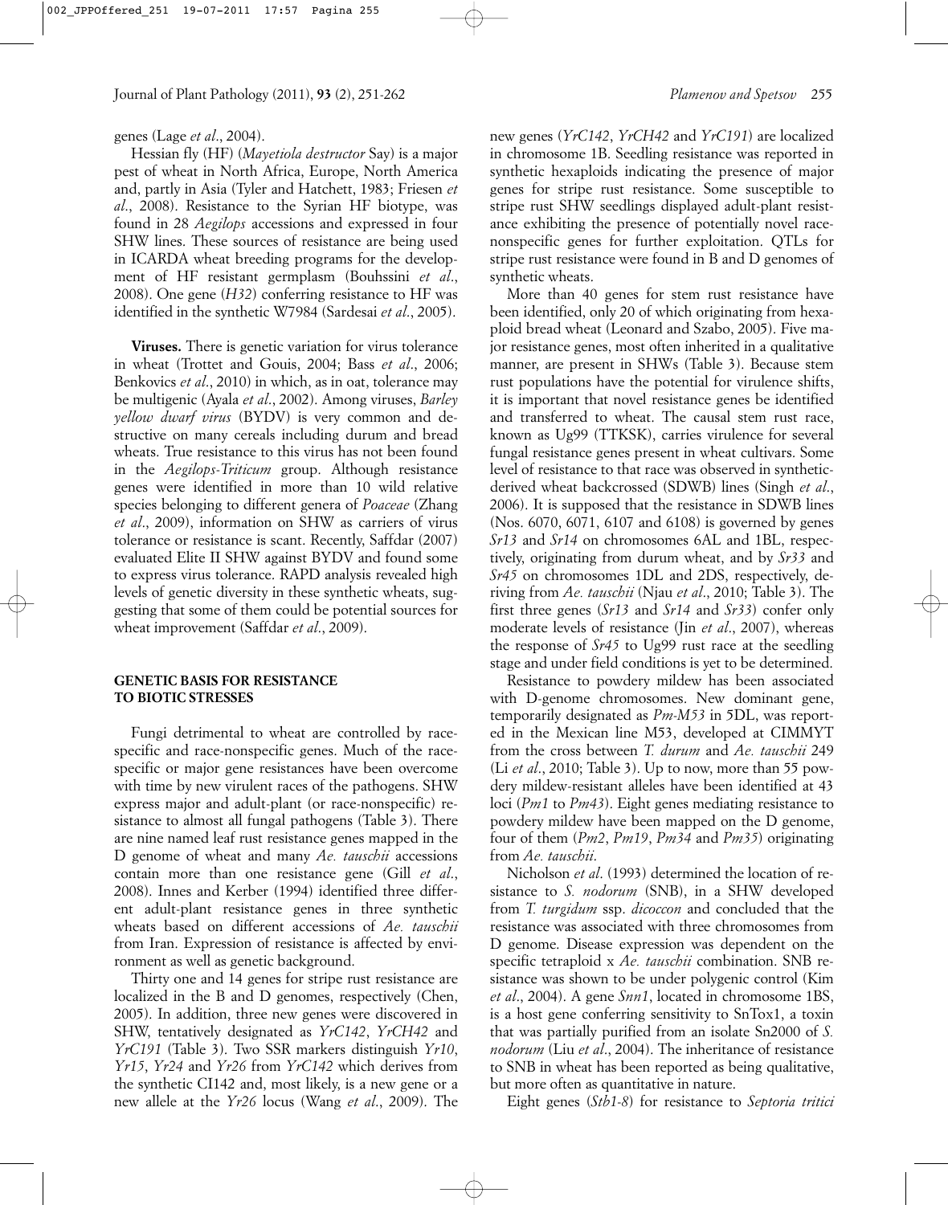genes (Lage *et al*., 2004).

Hessian fly (HF) (*Mayetiola destructor* Say) is a major pest of wheat in North Africa, Europe, North America and, partly in Asia (Tyler and Hatchett, 1983; Friesen *et al*., 2008). Resistance to the Syrian HF biotype, was found in 28 *Aegilops* accessions and expressed in four SHW lines. These sources of resistance are being used in ICARDA wheat breeding programs for the development of HF resistant germplasm (Bouhssini *et al*., 2008). One gene (*H32*) conferring resistance to HF was identified in the synthetic W7984 (Sardesai *et al*., 2005).

**Viruses.** There is genetic variation for virus tolerance in wheat (Trottet and Gouis, 2004; Bass *et al*., 2006; Benkovics *et al*., 2010) in which, as in oat, tolerance may be multigenic (Ayala *et al*., 2002). Among viruses, *Barley yellow dwarf virus* (BYDV) is very common and destructive on many cereals including durum and bread wheats. True resistance to this virus has not been found in the *Aegilops-Triticum* group. Although resistance genes were identified in more than 10 wild relative species belonging to different genera of *Poaceae* (Zhang *et al*., 2009), information on SHW as carriers of virus tolerance or resistance is scant. Recently, Saffdar (2007) evaluated Elite II SHW against BYDV and found some to express virus tolerance. RAPD analysis revealed high levels of genetic diversity in these synthetic wheats, suggesting that some of them could be potential sources for wheat improvement (Saffdar *et al*., 2009).

## GENETIC BASIS FOR RESISTANCE TO BIOTIC STRESSES

Fungi detrimental to wheat are controlled by race-specific and race-nonspecific genes. Much of the race-specific or major gene resistances have been overcome with time by new virulent races of the pathogens. SHW express major and adult-plant (or race-nonspecific) resistance to almost all fungal pathogens (Table 3). There are nine named leaf rust resistance genes mapped in the D genome of wheat and many *Ae. tauschii* accessions contain more than one resistance gene (Gill *et al*., 2008). Innes and Kerber (1994) identified three different adult-plant resistance genes in three synthetic wheats based on different accessions of *Ae. tauschii* from Iran. Expression of resistance is affected by environment as well as genetic background.

Thirty one and 14 genes for stripe rust resistance are localized in the B and D genomes, respectively (Chen, 2005). In addition, three new genes were discovered in SHW, tentatively designated as *YrC142*, *YrCH42* and *YrC191* (Table 3). Two SSR markers distinguish *Yr10*, *Yr15*, *Yr24* and *Yr26* from *YrC142* which derives from the synthetic CI142 and, most likely, is a new gene or a new allele at the *Yr26* locus (Wang *et al*., 2009). The new genes (*YrC142*, *YrCH42* and *YrC191*) are localized in chromosome 1B. Seedling resistance was reported in synthetic hexaploids indicating the presence of major genes for stripe rust resistance. Some susceptible to stripe rust SHW seedlings displayed adult-plant resistance exhibiting the presence of potentially novel race-nonspecific genes for further exploitation. QTLs for stripe rust resistance were found in B and D genomes of synthetic wheats.

More than 40 genes for stem rust resistance have been identified, only 20 of which originating from hexaploid bread wheat (Leonard and Szabo, 2005). Five major resistance genes, most often inherited in a qualitative manner, are present in SHWs (Table 3). Because stem rust populations have the potential for virulence shifts, it is important that novel resistance genes be identified and transferred to wheat. The causal stem rust race, known as Ug99 (TTKSK), carries virulence for several fungal resistance genes present in wheat cultivars. Some level of resistance to that race was observed in synthetic-derived wheat backcrossed (SDWB) lines (Singh *et al*., 2006). It is supposed that the resistance in SDWB lines (Nos. 6070, 6071, 6107 and 6108) is governed by genes *Sr13* and *Sr14* on chromosomes 6AL and 1BL, respectively, originating from durum wheat, and by *Sr33* and *Sr45* on chromosomes 1DL and 2DS, respectively, deriving from *Ae. tauschii* (Njau *et al*., 2010; Table 3). The first three genes (*Sr13*, *Sr14* and *Sr33*) confer only moderate levels of resistance (Jin *et al*., 2007), whereas the response of *Sr45* to Ug99 rust race at the seedling stage and under field conditions is yet to be determined.

Resistance to powdery mildew has been associated with D-genome chromosomes. New dominant gene, temporarily designated as *Pm-M53* in 5DL, was reported in the Mexican line M53, developed at CIMMYT from the cross between *T. durum* and *Ae. tauschii* 249 (Li *et al*., 2010; Table 3). Up to now, more than 55 powdery mildew-resistant alleles have been identified at 43 loci (*Pm1* to *Pm43*). Eight genes mediating resistance to powdery mildew have been mapped on the D genome, four of them (*Pm2*, *Pm19*, *Pm34* and *Pm35*) originating from *Ae. tauschii*.

Nicholson *et al*. (1993) determined the location of resistance to *S. nodorum* (SNB), in a SHW developed from *T. turgidum* ssp. *dicoccon* and concluded that the resistance was associated with three chromosomes from D genome. Disease expression was dependent on the specific tetraploid x *Ae. tauschii* combination. SNB resistance was shown to be under polygenic control (Kim *et al*., 2004). A gene *Snn1*, located in chromosome 1BS, is a host gene conferring sensitivity to SnTox1, a toxin that was partially purified from an isolate Sn2000 of *S. nodorum* (Liu *et al*., 2004). The inheritance of resistance to SNB in wheat has been reported as being qualitative, but more often as quantitative in nature.

Eight genes (*Stb1-8*) for resistance to *Septoria tritici*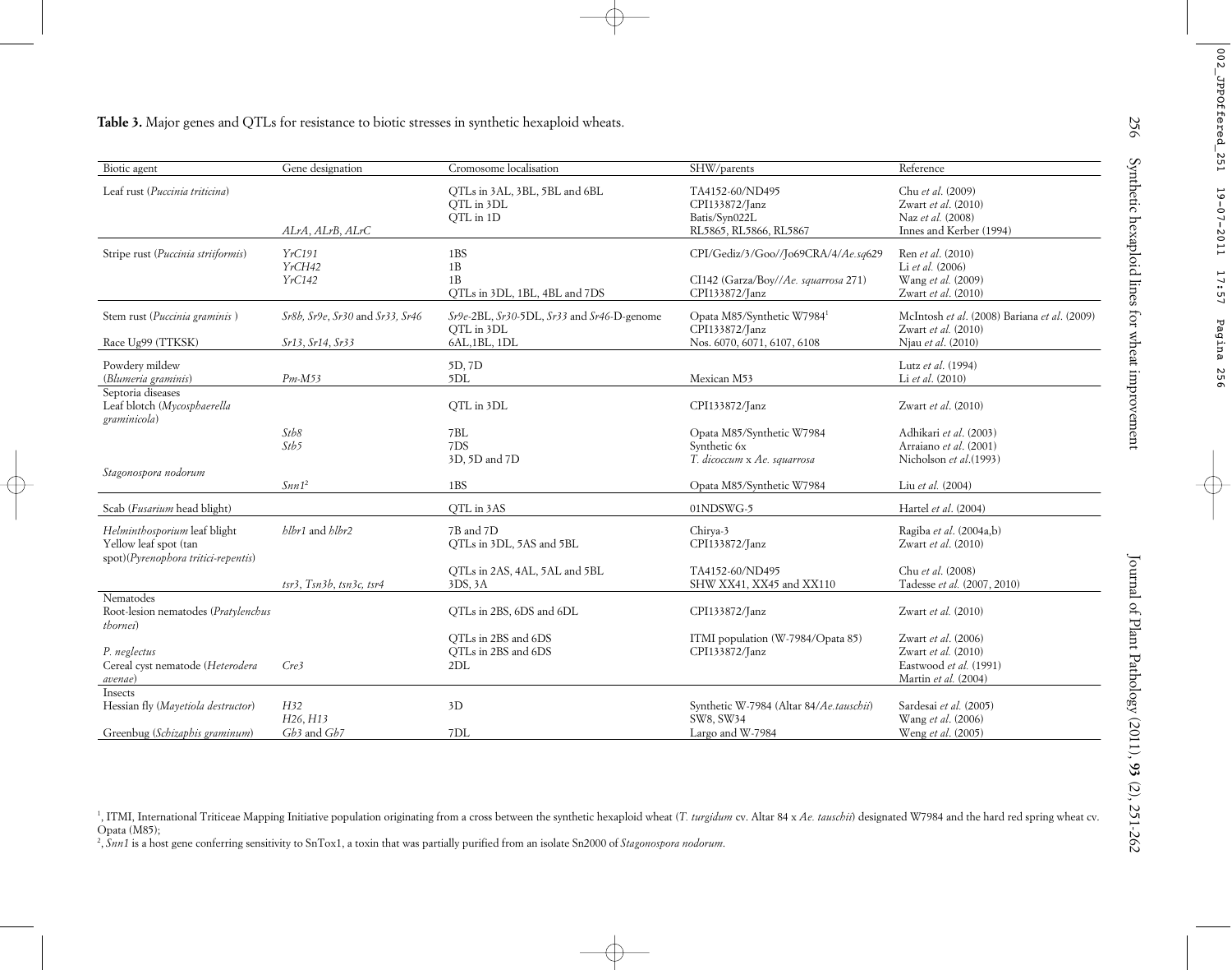**Table 3.** Major genes and QTLs for resistance to biotic stresses in synthetic hexaploid wheats.

| Biotic agent | Gene designation | Cromosome localisation | SHW/parents | Reference |
|---|---|---|---|---|
| Leaf rust (*Puccinia triticina*) | | QTLs in 3AL, 3BL, 5BL and 6BL | TA4152-60/ND495 | Chu *et al.* (2009) |
| | | QTL in 3DL | CPI133872/Janz | Zwart *et al.* (2010) |
| | | QTL in 1D | Batis/Syn022L | Naz *et al.* (2008) |
| | *ALrA, ALrB, ALrC* | | RL5865, RL5866, RL5867 | Innes and Kerber (1994) |
| Stripe rust (*Puccinia striiformis*) | *YrC191* | 1BS | CPI/Gediz/3/Goo//Jo69CRA/4/*Ae.sq*629 | Ren *et al.* (2010) |
| | *YrCH42* | 1B | | Li *et al.* (2006) |
| | *YrC142* | 1B | CI142 (Garza/Boy//*Ae. squarrosa* 271) | Wang *et al.* (2009) |
| | | QTLs in 3DL, 1BL, 4BL and 7DS | CPI133872/Janz | Zwart *et al.* (2010) |
| Stem rust (*Puccinia graminis* ) | *Sr8b, Sr9e, Sr30* and *Sr33, Sr46* | *Sr9e*-2BL, *Sr30*-5DL, *Sr33* and *Sr46*-D-genome | Opata M85/Synthetic W7984[1] | McIntosh *et al.* (2008) Bariana *et al.* (2009) |
| | | QTL in 3DL | CPI133872/Janz | Zwart *et al.* (2010) |
| Race Ug99 (TTKSK) | *Sr13, Sr14, Sr33* | 6AL,1BL, 1DL | Nos. 6070, 6071, 6107, 6108 | Njau *et al.* (2010) |
| Powdery mildew | | 5D, 7D | | Lutz *et al.* (1994) |
| (*Blumeria graminis*) | *Pm-M53* | 5DL | Mexican M53 | Li *et al.* (2010) |
| Septoria diseases | | | | |
| Leaf blotch (*Mycosphaerella graminicola*) | | QTL in 3DL | CPI133872/Janz | Zwart *et al.* (2010) |
| | *Stb8* | 7BL | Opata M85/Synthetic W7984 | Adhikari *et al.* (2003) |
| | *Stb5* | 7DS | Synthetic 6x | Arraiano *et al.* (2001) |
| | | 3D, 5D and 7D | *T. dicoccum* x *Ae. squarrosa* | Nicholson *et al.*(1993) |
| *Stagonospora nodorum* | | | | |
| | *Snn1*[2] | 1BS | Opata M85/Synthetic W7984 | Liu *et al.* (2004) |
| Scab (*Fusarium* head blight) | | QTL in 3AS | 01NDSWG-5 | Hartel *et al.* (2004) |
| *Helminthosporium* leaf blight | *hlbr1* and *hlbr2* | 7B and 7D | Chirya-3 | Ragiba *et al.* (2004a,b) |
| Yellow leaf spot (tan spot)(*Pyrenophora tritici-repentis*) | | QTLs in 3DL, 5AS and 5BL | CPI133872/Janz | Zwart *et al.* (2010) |
| | | QTLs in 2AS, 4AL, 5AL and 5BL | TA4152-60/ND495 | Chu *et al.* (2008) |
| | *tsr3, Tsn3b, tsn3c, tsr4* | 3DS, 3A | SHW XX41, XX45 and XX110 | Tadesse *et al.* (2007, 2010) |
| Nematodes | | | | |
| Root-lesion nematodes (*Pratylenchus thornei*) | | QTLs in 2BS, 6DS and 6DL | CPI133872/Janz | Zwart *et al.* (2010) |
| | | QTLs in 2BS and 6DS | ITMI population (W-7984/Opata 85) | Zwart *et al.* (2006) |
| *P. neglectus* | | QTLs in 2BS and 6DS | CPI133872/Janz | Zwart *et al.* (2010) |
| Cereal cyst nematode (*Heterodera avenae*) | *Cre3* | 2DL | | Eastwood *et al.* (1991) |
| | | | | Martin *et al.* (2004) |
| Insects | | | | |
| Hessian fly (*Mayetiola destructor*) | *H32* | 3D | Synthetic W-7984 (Altar 84/*Ae.tauschii*) | Sardesai *et al.* (2005) |
| | *H26, H13* | | SW8, SW34 | Wang *et al.* (2006) |
| Greenbug (*Schizaphis graminum*) | *Gb3* and *Gb7* | 7DL | Largo and W-7984 | Weng *et al.* (2005) |

[1], ITMI, International Triticeae Mapping Initiative population originating from a cross between the synthetic hexaploid wheat (*T. turgidum* cv. Altar 84 x *Ae. tauschii*) designated W7984 and the hard red spring wheat cv. Opata (M85);

[2], *Snn1* is a host gene conferring sensitivity to SnTox1, a toxin that was partially purified from an isolate Sn2000 of *Stagonospora nodorum*.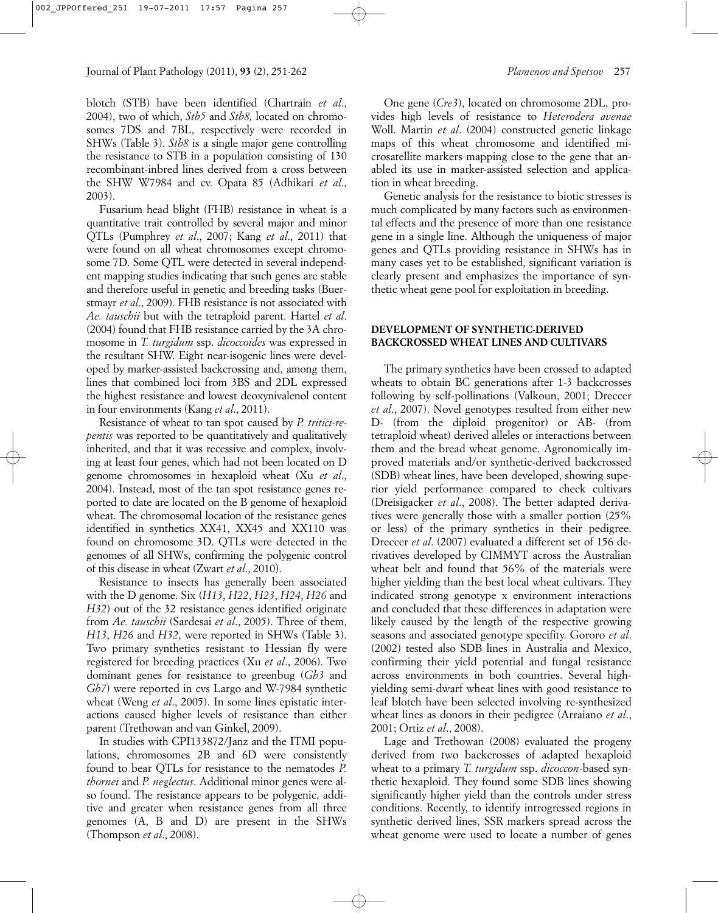blotch (STB) have been identified (Chartrain *et al*., 2004), two of which, *Stb5* and *Stb8,* located on chromosomes 7DS and 7BL, respectively were recorded in SHWs (Table 3). *Stb8* is a single major gene controlling the resistance to STB in a population consisting of 130 recombinant-inbred lines derived from a cross between the SHW W7984 and cv. Opata 85 (Adhikari *et al*., 2003).

Fusarium head blight (FHB) resistance in wheat is a quantitative trait controlled by several major and minor QTLs (Pumphrey *et al*., 2007; Kang *et al*., 2011) that were found on all wheat chromosomes except chromosome 7D. Some QTL were detected in several independent mapping studies indicating that such genes are stable and therefore useful in genetic and breeding tasks (Buerstmayr *et al*., 2009). FHB resistance is not associated with *Ae. tauschii* but with the tetraploid parent. Hartel *et al*. (2004) found that FHB resistance carried by the 3A chromosome in *T. turgidum* ssp. *dicoccoides* was expressed in the resultant SHW. Eight near-isogenic lines were developed by marker-assisted backcrossing and, among them, lines that combined loci from 3BS and 2DL expressed the highest resistance and lowest deoxynivalenol content in four environments (Kang *et al*., 2011).

Resistance of wheat to tan spot caused by *P. tritici-repentis* was reported to be quantitatively and qualitatively inherited, and that it was recessive and complex, involving at least four genes, which had not been located on D genome chromosomes in hexaploid wheat (Xu *et al*., 2004). Instead, most of the tan spot resistance genes reported to date are located on the B genome of hexaploid wheat. The chromosomal location of the resistance genes identified in synthetics XX41, XX45 and XX110 was found on chromosome 3D. QTLs were detected in the genomes of all SHWs, confirming the polygenic control of this disease in wheat (Zwart *et al*., 2010).

Resistance to insects has generally been associated with the D genome. Six (*H13*, *H22*, *H23*, *H24*, *H26* and *H32*) out of the 32 resistance genes identified originate from *Ae. tauschii* (Sardesai *et al*., 2005). Three of them, *H13*, *H26* and *H32*, were reported in SHWs (Table 3). Two primary synthetics resistant to Hessian fly were registered for breeding practices (Xu *et al*., 2006). Two dominant genes for resistance to greenbug (*Gb3* and *Gb7*) were reported in cvs Largo and W-7984 synthetic wheat (Weng *et al*., 2005). In some lines epistatic interactions caused higher levels of resistance than either parent (Trethowan and van Ginkel, 2009).

In studies with CPI133872/Janz and the ITMI populations, chromosomes 2B and 6D were consistently found to bear QTLs for resistance to the nematodes *P. thornei* and *P. neglectus*. Additional minor genes were also found. The resistance appears to be polygenic, additive and greater when resistance genes from all three genomes (A, B and D) are present in the SHWs (Thompson *et al*., 2008).

One gene (*Cre3*), located on chromosome 2DL, provides high levels of resistance to *Heterodera avenae* Woll. Martin *et al*. (2004) constructed genetic linkage maps of this wheat chromosome and identified microsatellite markers mapping close to the gene that anabled its use in marker-assisted selection and application in wheat breeding.

Genetic analysis for the resistance to biotic stresses is much complicated by many factors such as environmental effects and the presence of more than one resistance gene in a single line. Although the uniqueness of major genes and QTLs providing resistance in SHWs has in many cases yet to be established, significant variation is clearly present and emphasizes the importance of synthetic wheat gene pool for exploitation in breeding.

## DEVELOPMENT OF SYNTHETIC-DERIVED BACKCROSSED WHEAT LINES AND CULTIVARS

The primary synthetics have been crossed to adapted wheats to obtain BC generations after 1-3 backcrosses following by self-pollinations (Valkoun, 2001; Dreccer *et al*., 2007). Novel genotypes resulted from either new D- (from the diploid progenitor) or AB- (from tetraploid wheat) derived alleles or interactions between them and the bread wheat genome. Agronomically improved materials and/or synthetic-derived backcrossed (SDB) wheat lines, have been developed, showing superior yield performance compared to check cultivars (Dreisigacker *et al*., 2008). The better adapted derivatives were generally those with a smaller portion (25% or less) of the primary synthetics in their pedigree. Dreccer *et al*. (2007) evaluated a different set of 156 derivatives developed by CIMMYT across the Australian wheat belt and found that 56% of the materials were higher yielding than the best local wheat cultivars. They indicated strong genotype x environment interactions and concluded that these differences in adaptation were likely caused by the length of the respective growing seasons and associated genotype specifity. Gororo *et al*. (2002) tested also SDB lines in Australia and Mexico, confirming their yield potential and fungal resistance across environments in both countries. Several high-yielding semi-dwarf wheat lines with good resistance to leaf blotch have been selected involving re-synthesized wheat lines as donors in their pedigree (Arraiano *et al*., 2001; Ortiz *et al*., 2008).

Lage and Trethowan (2008) evaluated the progeny derived from two backcrosses of adapted hexaploid wheat to a primary *T. turgidum* ssp. *dicoccon*-based synthetic hexaploid. They found some SDB lines showing significantly higher yield than the controls under stress conditions. Recently, to identify introgressed regions in synthetic derived lines, SSR markers spread across the wheat genome were used to locate a number of genes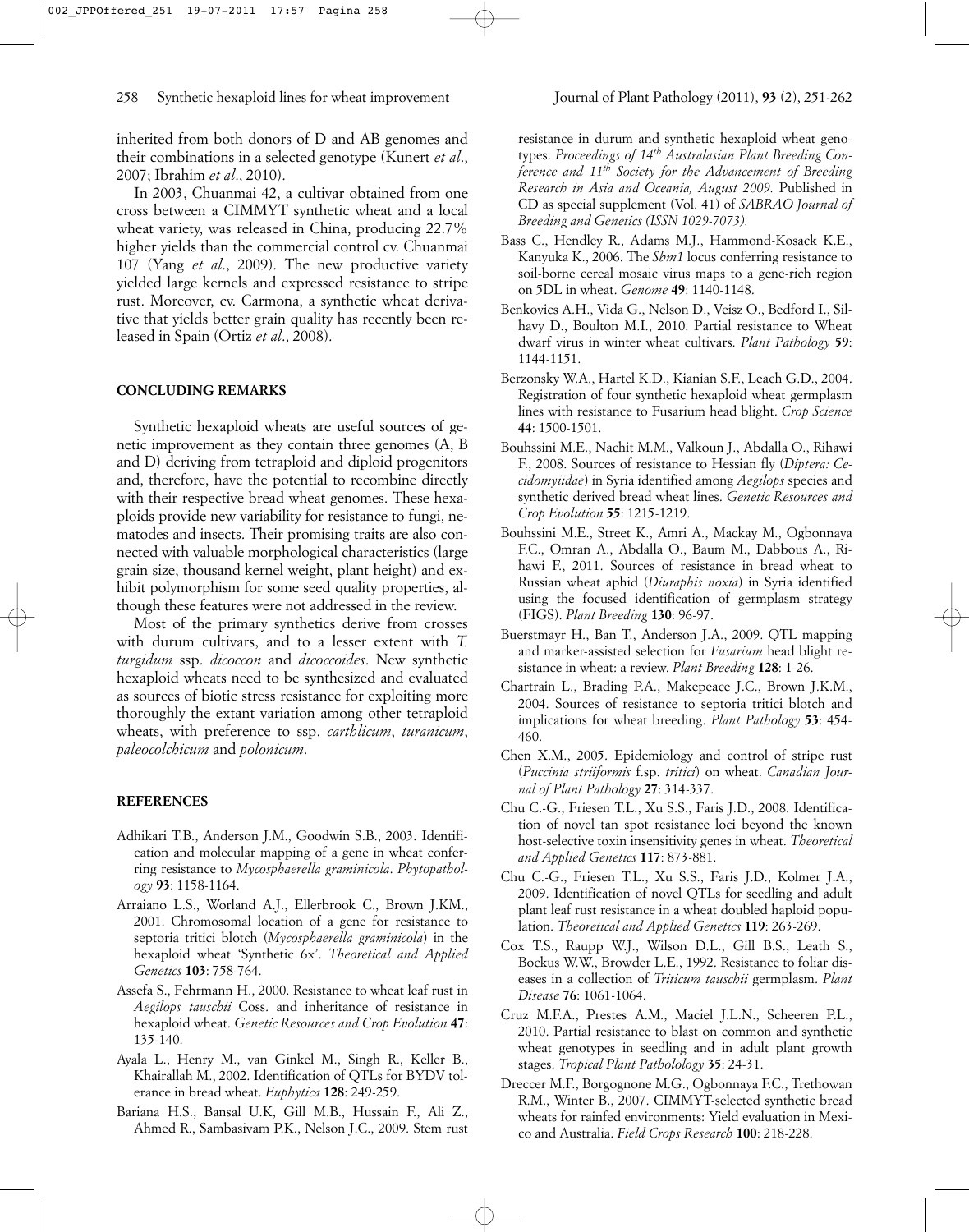inherited from both donors of D and AB genomes and their combinations in a selected genotype (Kunert *et al*., 2007; Ibrahim *et al*., 2010).

In 2003, Chuanmai 42, a cultivar obtained from one cross between a CIMMYT synthetic wheat and a local wheat variety, was released in China, producing 22.7% higher yields than the commercial control cv. Chuanmai 107 (Yang *et al*., 2009). The new productive variety yielded large kernels and expressed resistance to stripe rust. Moreover, cv. Carmona, a synthetic wheat derivative that yields better grain quality has recently been released in Spain (Ortiz *et al*., 2008).

## CONCLUDING REMARKS

Synthetic hexaploid wheats are useful sources of genetic improvement as they contain three genomes (A, B and D) deriving from tetraploid and diploid progenitors and, therefore, have the potential to recombine directly with their respective bread wheat genomes. These hexaploids provide new variability for resistance to fungi, nematodes and insects. Their promising traits are also connected with valuable morphological characteristics (large grain size, thousand kernel weight, plant height) and exhibit polymorphism for some seed quality properties, although these features were not addressed in the review.

Most of the primary synthetics derive from crosses with durum cultivars, and to a lesser extent with *T. turgidum* ssp. *dicoccon* and *dicoccoides*. New synthetic hexaploid wheats need to be synthesized and evaluated as sources of biotic stress resistance for exploiting more thoroughly the extant variation among other tetraploid wheats, with preference to ssp. *carthlicum*, *turanicum*, *paleocolchicum* and *polonicum*.

## REFERENCES

Adhikari T.B., Anderson J.M., Goodwin S.B., 2003. Identification and molecular mapping of a gene in wheat conferring resistance to *Mycosphaerella graminicola*. *Phytopathology* **93**: 1158-1164.

Arraiano L.S., Worland A.J., Ellerbrook C., Brown J.KM., 2001. Chromosomal location of a gene for resistance to septoria tritici blotch (*Mycosphaerella graminicola*) in the hexaploid wheat 'Synthetic 6x'. *Theoretical and Applied Genetics* **103**: 758-764.

Assefa S., Fehrmann H., 2000. Resistance to wheat leaf rust in *Aegilops tauschii* Coss. and inheritance of resistance in hexaploid wheat. *Genetic Resources and Crop Evolution* **47**: 135-140.

Ayala L., Henry M., van Ginkel M., Singh R., Keller B., Khairallah M., 2002. Identification of QTLs for BYDV tolerance in bread wheat. *Euphytica* **128**: 249-259.

Bariana H.S., Bansal U.K, Gill M.B., Hussain F., Ali Z., Ahmed R., Sambasivam P.K., Nelson J.C., 2009. Stem rust resistance in durum and synthetic hexaploid wheat genotypes. *Proceedings of 14th Australasian Plant Breeding Conference and 11th Society for the Advancement of Breeding Research in Asia and Oceania, August 2009.* Published in CD as special supplement (Vol. 41) of *SABRAO Journal of Breeding and Genetics (ISSN 1029-7073).*

Bass C., Hendley R., Adams M.J., Hammond-Kosack K.E., Kanyuka K., 2006. The *Sbm1* locus conferring resistance to soil-borne cereal mosaic virus maps to a gene-rich region on 5DL in wheat. *Genome* **49**: 1140-1148.

Benkovics A.H., Vida G., Nelson D., Veisz O., Bedford I., Silhavy D., Boulton M.I., 2010. Partial resistance to Wheat dwarf virus in winter wheat cultivars. *Plant Pathology* **59**: 1144-1151.

Berzonsky W.A., Hartel K.D., Kianian S.F., Leach G.D., 2004. Registration of four synthetic hexaploid wheat germplasm lines with resistance to Fusarium head blight. *Crop Science* **44**: 1500-1501.

Bouhssini M.E., Nachit M.M., Valkoun J., Abdalla O., Rihawi F., 2008. Sources of resistance to Hessian fly (*Diptera: Cecidomyiidae*) in Syria identified among *Aegilops* species and synthetic derived bread wheat lines. *Genetic Resources and Crop Evolution* **55**: 1215-1219.

Bouhssini M.E., Street K., Amri A., Mackay M., Ogbonnaya F.C., Omran A., Abdalla O., Baum M., Dabbous A., Rihawi F., 2011. Sources of resistance in bread wheat to Russian wheat aphid (*Diuraphis noxia*) in Syria identified using the focused identification of germplasm strategy (FIGS). *Plant Breeding* **130**: 96-97.

Buerstmayr H., Ban T., Anderson J.A., 2009. QTL mapping and marker-assisted selection for *Fusarium* head blight resistance in wheat: a review. *Plant Breeding* **128**: 1-26.

Chartrain L., Brading P.A., Makepeace J.C., Brown J.K.M., 2004. Sources of resistance to septoria tritici blotch and implications for wheat breeding. *Plant Pathology* **53**: 454-460.

Chen X.M., 2005. Epidemiology and control of stripe rust (*Puccinia striiformis* f.sp. *tritici*) on wheat. *Canadian Journal of Plant Pathology* **27**: 314-337.

Chu C.-G., Friesen T.L., Xu S.S., Faris J.D., 2008. Identification of novel tan spot resistance loci beyond the known host-selective toxin insensitivity genes in wheat. *Theoretical and Applied Genetics* **117**: 873-881.

Chu C.-G., Friesen T.L., Xu S.S., Faris J.D., Kolmer J.A., 2009. Identification of novel QTLs for seedling and adult plant leaf rust resistance in a wheat doubled haploid population. *Theoretical and Applied Genetics* **119**: 263-269.

Cox T.S., Raupp W.J., Wilson D.L., Gill B.S., Leath S., Bockus W.W., Browder L.E., 1992. Resistance to foliar diseases in a collection of *Triticum tauschii* germplasm. *Plant Disease* **76**: 1061-1064.

Cruz M.F.A., Prestes A.M., Maciel J.L.N., Scheeren P.L., 2010. Partial resistance to blast on common and synthetic wheat genotypes in seedling and in adult plant growth stages. *Tropical Plant Pathololology* **35**: 24-31.

Dreccer M.F., Borgognone M.G., Ogbonnaya F.C., Trethowan R.M., Winter B., 2007. CIMMYT-selected synthetic bread wheats for rainfed environments: Yield evaluation in Mexico and Australia. *Field Crops Research* **100**: 218-228.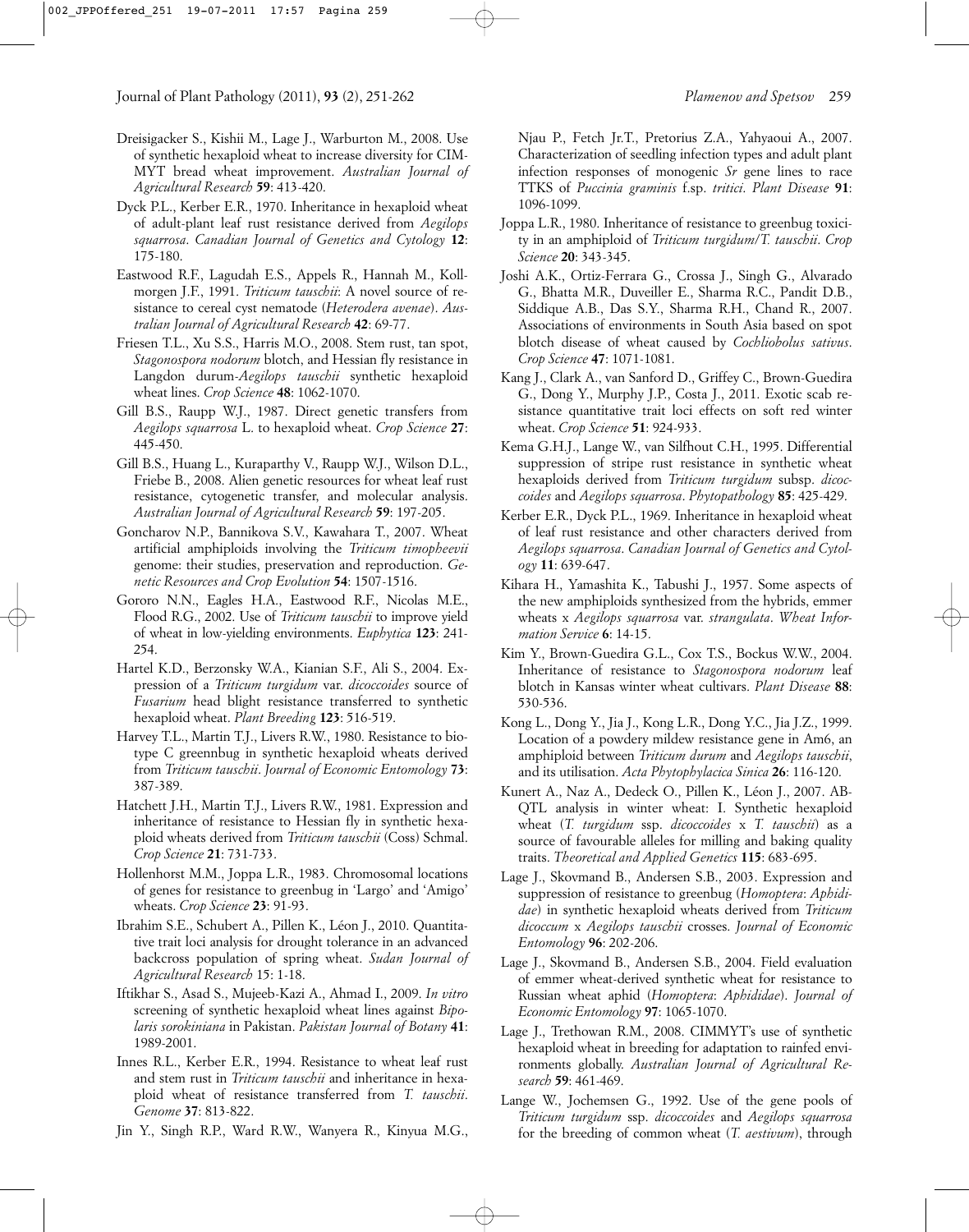Dreisigacker S., Kishii M., Lage J., Warburton M., 2008. Use of synthetic hexaploid wheat to increase diversity for CIMMYT bread wheat improvement. *Australian Journal of Agricultural Research* **59**: 413-420.

Dyck P.L., Kerber E.R., 1970. Inheritance in hexaploid wheat of adult-plant leaf rust resistance derived from *Aegilops squarrosa*. *Canadian Journal of Genetics and Cytology* **12**: 175-180.

Eastwood R.F., Lagudah E.S., Appels R., Hannah M., Kollmorgen J.F., 1991. *Triticum tauschii*: A novel source of resistance to cereal cyst nematode (*Heterodera avenae*). *Australian Journal of Agricultural Research* **42**: 69-77.

Friesen T.L., Xu S.S., Harris M.O., 2008. Stem rust, tan spot, *Stagonospora nodorum* blotch, and Hessian fly resistance in Langdon durum-*Aegilops tauschii* synthetic hexaploid wheat lines. *Crop Science* **48**: 1062-1070.

Gill B.S., Raupp W.J., 1987. Direct genetic transfers from *Aegilops squarrosa* L. to hexaploid wheat. *Crop Science* **27**: 445-450.

Gill B.S., Huang L., Kuraparthy V., Raupp W.J., Wilson D.L., Friebe B., 2008. Alien genetic resources for wheat leaf rust resistance, cytogenetic transfer, and molecular analysis. *Australian Journal of Agricultural Research* **59**: 197-205.

Goncharov N.P., Bannikova S.V., Kawahara T., 2007. Wheat artificial amphiploids involving the *Triticum timopheevii* genome: their studies, preservation and reproduction. *Genetic Resources and Crop Evolution* **54**: 1507-1516.

Gororo N.N., Eagles H.A., Eastwood R.F., Nicolas M.E., Flood R.G., 2002. Use of *Triticum tauschii* to improve yield of wheat in low-yielding environments. *Euphytica* **123**: 241-254.

Hartel K.D., Berzonsky W.A., Kianian S.F., Ali S., 2004. Expression of a *Triticum turgidum* var. *dicoccoides* source of *Fusarium* head blight resistance transferred to synthetic hexaploid wheat. *Plant Breeding* **123**: 516-519.

Harvey T.L., Martin T.J., Livers R.W., 1980. Resistance to biotype C greennbug in synthetic hexaploid wheats derived from *Triticum tauschii*. *Journal of Economic Entomology* **73**: 387-389.

Hatchett J.H., Martin T.J., Livers R.W., 1981. Expression and inheritance of resistance to Hessian fly in synthetic hexaploid wheats derived from *Triticum tauschii* (Coss) Schmal. *Crop Science* **21**: 731-733.

Hollenhorst M.M., Joppa L.R., 1983. Chromosomal locations of genes for resistance to greenbug in 'Largo' and 'Amigo' wheats. *Crop Science* **23**: 91-93.

Ibrahim S.E., Schubert A., Pillen K., Léon J., 2010. Quantitative trait loci analysis for drought tolerance in an advanced backcross population of spring wheat. *Sudan Journal of Agricultural Research* 15: 1-18.

Iftikhar S., Asad S., Mujeeb-Kazi A., Ahmad I., 2009. *In vitro* screening of synthetic hexaploid wheat lines against *Bipolaris sorokiniana* in Pakistan. *Pakistan Journal of Botany* **41**: 1989-2001.

Innes R.L., Kerber E.R., 1994. Resistance to wheat leaf rust and stem rust in *Triticum tauschii* and inheritance in hexaploid wheat of resistance transferred from *T. tauschii*. *Genome* **37**: 813-822.

Jin Y., Singh R.P., Ward R.W., Wanyera R., Kinyua M.G., Njau P., Fetch Jr.T., Pretorius Z.A., Yahyaoui A., 2007. Characterization of seedling infection types and adult plant infection responses of monogenic *Sr* gene lines to race TTKS of *Puccinia graminis* f.sp. *tritici*. *Plant Disease* **91**: 1096-1099.

Joppa L.R., 1980. Inheritance of resistance to greenbug toxicity in an amphiploid of *Triticum turgidum/T. tauschii*. *Crop Science* **20**: 343-345.

Joshi A.K., Ortiz-Ferrara G., Crossa J., Singh G., Alvarado G., Bhatta M.R., Duveiller E., Sharma R.C., Pandit D.B., Siddique A.B., Das S.Y., Sharma R.H., Chand R., 2007. Associations of environments in South Asia based on spot blotch disease of wheat caused by *Cochliobolus sativus*. *Crop Science* **47**: 1071-1081.

Kang J., Clark A., van Sanford D., Griffey C., Brown-Guedira G., Dong Y., Murphy J.P., Costa J., 2011. Exotic scab resistance quantitative trait loci effects on soft red winter wheat. *Crop Science* **51**: 924-933.

Kema G.H.J., Lange W., van Silfhout C.H., 1995. Differential suppression of stripe rust resistance in synthetic wheat hexaploids derived from *Triticum turgidum* subsp. *dicoccoides* and *Aegilops squarrosa*. *Phytopathology* **85**: 425-429.

Kerber E.R., Dyck P.L., 1969. Inheritance in hexaploid wheat of leaf rust resistance and other characters derived from *Aegilops squarrosa*. *Canadian Journal of Genetics and Cytology* **11**: 639-647.

Kihara H., Yamashita K., Tabushi J., 1957. Some aspects of the new amphiploids synthesized from the hybrids, emmer wheats x *Aegilops squarrosa* var. *strangulata*. *Wheat Information Service* **6**: 14-15.

Kim Y., Brown-Guedira G.L., Cox T.S., Bockus W.W., 2004. Inheritance of resistance to *Stagonospora nodorum* leaf blotch in Kansas winter wheat cultivars. *Plant Disease* **88**: 530-536.

Kong L., Dong Y., Jia J., Kong L.R., Dong Y.C., Jia J.Z., 1999. Location of a powdery mildew resistance gene in Am6, an amphiploid between *Triticum durum* and *Aegilops tauschii*, and its utilisation. *Acta Phytophylacica Sinica* **26**: 116-120.

Kunert A., Naz A., Dedeck O., Pillen K., Léon J., 2007. AB-QTL analysis in winter wheat: I. Synthetic hexaploid wheat (*T. turgidum* ssp. *dicoccoides* x *T. tauschii*) as a source of favourable alleles for milling and baking quality traits. *Theoretical and Applied Genetics* **115**: 683-695.

Lage J., Skovmand B., Andersen S.B., 2003. Expression and suppression of resistance to greenbug (*Homoptera*: *Aphididae*) in synthetic hexaploid wheats derived from *Triticum dicoccum* x *Aegilops tauschii* crosses. *Journal of Economic Entomology* **96**: 202-206.

Lage J., Skovmand B., Andersen S.B., 2004. Field evaluation of emmer wheat-derived synthetic wheat for resistance to Russian wheat aphid (*Homoptera*: *Aphididae*). *Journal of Economic Entomology* **97**: 1065-1070.

Lage J., Trethowan R.M., 2008. CIMMYT's use of synthetic hexaploid wheat in breeding for adaptation to rainfed environments globally. *Australian Journal of Agricultural Research* **59**: 461-469.

Lange W., Jochemsen G., 1992. Use of the gene pools of *Triticum turgidum* ssp. *dicoccoides* and *Aegilops squarrosa* for the breeding of common wheat (*T. aestivum*), through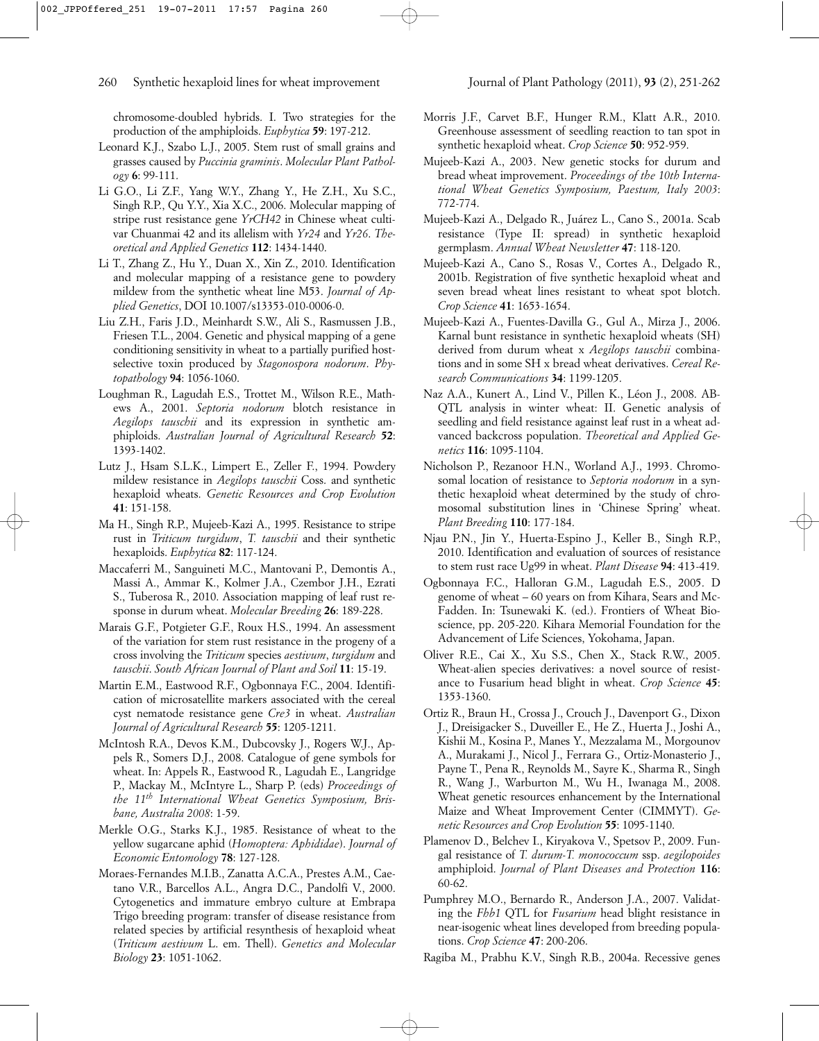chromosome-doubled hybrids. I. Two strategies for the production of the amphiploids. *Euphytica* **59**: 197-212.

Leonard K.J., Szabo L.J., 2005. Stem rust of small grains and grasses caused by *Puccinia graminis*. *Molecular Plant Pathology* **6**: 99-111.

Li G.O., Li Z.F., Yang W.Y., Zhang Y., He Z.H., Xu S.C., Singh R.P., Qu Y.Y., Xia X.C., 2006. Molecular mapping of stripe rust resistance gene *YrCH42* in Chinese wheat cultivar Chuanmai 42 and its allelism with *Yr24* and *Yr26*. *Theoretical and Applied Genetics* **112**: 1434-1440.

Li T., Zhang Z., Hu Y., Duan X., Xin Z., 2010. Identification and molecular mapping of a resistance gene to powdery mildew from the synthetic wheat line M53. *Journal of Applied Genetics*, DOI 10.1007/s13353-010-0006-0.

Liu Z.H., Faris J.D., Meinhardt S.W., Ali S., Rasmussen J.B., Friesen T.L., 2004. Genetic and physical mapping of a gene conditioning sensitivity in wheat to a partially purified host-selective toxin produced by *Stagonospora nodorum*. *Phytopathology* **94**: 1056-1060.

Loughman R., Lagudah E.S., Trottet M., Wilson R.E., Mathews A., 2001. *Septoria nodorum* blotch resistance in *Aegilops tauschii* and its expression in synthetic amphiploids. *Australian Journal of Agricultural Research* **52**: 1393-1402.

Lutz J., Hsam S.L.K., Limpert E., Zeller F., 1994. Powdery mildew resistance in *Aegilops tauschii* Coss. and synthetic hexaploid wheats. *Genetic Resources and Crop Evolution* **41**: 151-158.

Ma H., Singh R.P., Mujeeb-Kazi A., 1995. Resistance to stripe rust in *Triticum turgidum*, *T. tauschii* and their synthetic hexaploids. *Euphytica* **82**: 117-124.

Maccaferri M., Sanguineti M.C., Mantovani P., Demontis A., Massi A., Ammar K., Kolmer J.A., Czembor J.H., Ezrati S., Tuberosa R., 2010. Association mapping of leaf rust response in durum wheat. *Molecular Breeding* **26**: 189-228.

Marais G.F., Potgieter G.F., Roux H.S., 1994. An assessment of the variation for stem rust resistance in the progeny of a cross involving the *Triticum* species *aestivum*, *turgidum* and *tauschii*. *South African Journal of Plant and Soil* **11**: 15-19.

Martin E.M., Eastwood R.F., Ogbonnaya F.C., 2004. Identification of microsatellite markers associated with the cereal cyst nematode resistance gene *Cre3* in wheat. *Australian Journal of Agricultural Research* **55**: 1205-1211.

McIntosh R.A., Devos K.M., Dubcovsky J., Rogers W.J., Appels R., Somers D.J., 2008. Catalogue of gene symbols for wheat. In: Appels R., Eastwood R., Lagudah E., Langridge P., Mackay M., McIntyre L., Sharp P. (eds) *Proceedings of the 11th International Wheat Genetics Symposium, Brisbane, Australia 2008*: 1-59.

Merkle O.G., Starks K.J., 1985. Resistance of wheat to the yellow sugarcane aphid (*Homoptera: Aphididae*). *Journal of Economic Entomology* **78**: 127-128.

Moraes-Fernandes M.I.B., Zanatta A.C.A., Prestes A.M., Caetano V.R., Barcellos A.L., Angra D.C., Pandolfi V., 2000. Cytogenetics and immature embryo culture at Embrapa Trigo breeding program: transfer of disease resistance from related species by artificial resynthesis of hexaploid wheat (*Triticum aestivum* L. em. Thell). *Genetics and Molecular Biology* **23**: 1051-1062.

Morris J.F., Carvet B.F., Hunger R.M., Klatt A.R., 2010. Greenhouse assessment of seedling reaction to tan spot in synthetic hexaploid wheat. *Crop Science* **50**: 952-959.

Mujeeb-Kazi A., 2003. New genetic stocks for durum and bread wheat improvement. *Proceedings of the 10th International Wheat Genetics Symposium, Paestum, Italy 2003*: 772-774.

Mujeeb-Kazi A., Delgado R., Juárez L., Cano S., 2001a. Scab resistance (Type II: spread) in synthetic hexaploid germplasm. *Annual Wheat Newsletter* **47**: 118-120.

Mujeeb-Kazi A., Cano S., Rosas V., Cortes A., Delgado R., 2001b. Registration of five synthetic hexaploid wheat and seven bread wheat lines resistant to wheat spot blotch. *Crop Science* **41**: 1653-1654.

Mujeeb-Kazi A., Fuentes-Davilla G., Gul A., Mirza J., 2006. Karnal bunt resistance in synthetic hexaploid wheats (SH) derived from durum wheat x *Aegilops tauschii* combinations and in some SH x bread wheat derivatives. *Cereal Research Communications* **34**: 1199-1205.

Naz A.A., Kunert A., Lind V., Pillen K., Léon J., 2008. AB-QTL analysis in winter wheat: II. Genetic analysis of seedling and field resistance against leaf rust in a wheat advanced backcross population. *Theoretical and Applied Genetics* **116**: 1095-1104.

Nicholson P., Rezanoor H.N., Worland A.J., 1993. Chromosomal location of resistance to *Septoria nodorum* in a synthetic hexaploid wheat determined by the study of chromosomal substitution lines in 'Chinese Spring' wheat. *Plant Breeding* **110**: 177-184.

Njau P.N., Jin Y., Huerta-Espino J., Keller B., Singh R.P., 2010. Identification and evaluation of sources of resistance to stem rust race Ug99 in wheat. *Plant Disease* **94**: 413-419.

Ogbonnaya F.C., Halloran G.M., Lagudah E.S., 2005. D genome of wheat – 60 years on from Kihara, Sears and McFadden. In: Tsunewaki K. (ed.). Frontiers of Wheat Bioscience, pp. 205-220. Kihara Memorial Foundation for the Advancement of Life Sciences, Yokohama, Japan.

Oliver R.E., Cai X., Xu S.S., Chen X., Stack R.W., 2005. Wheat-alien species derivatives: a novel source of resistance to Fusarium head blight in wheat. *Crop Science* **45**: 1353-1360.

Ortiz R., Braun H., Crossa J., Crouch J., Davenport G., Dixon J., Dreisigacker S., Duveiller E., He Z., Huerta J., Joshi A., Kishii M., Kosina P., Manes Y., Mezzalama M., Morgounov A., Murakami J., Nicol J., Ferrara G., Ortiz-Monasterio J., Payne T., Pena R., Reynolds M., Sayre K., Sharma R., Singh R., Wang J., Warburton M., Wu H., Iwanaga M., 2008. Wheat genetic resources enhancement by the International Maize and Wheat Improvement Center (CIMMYT). *Genetic Resources and Crop Evolution* **55**: 1095-1140.

Plamenov D., Belchev I., Kiryakova V., Spetsov P., 2009. Fungal resistance of *T. durum-T. monococcum* ssp. *aegilopoides* amphiploid. *Journal of Plant Diseases and Protection* **116**: 60-62.

Pumphrey M.O., Bernardo R., Anderson J.A., 2007. Validating the *Fhb1* QTL for *Fusarium* head blight resistance in near-isogenic wheat lines developed from breeding populations. *Crop Science* **47**: 200-206.

Ragiba M., Prabhu K.V., Singh R.B., 2004a. Recessive genes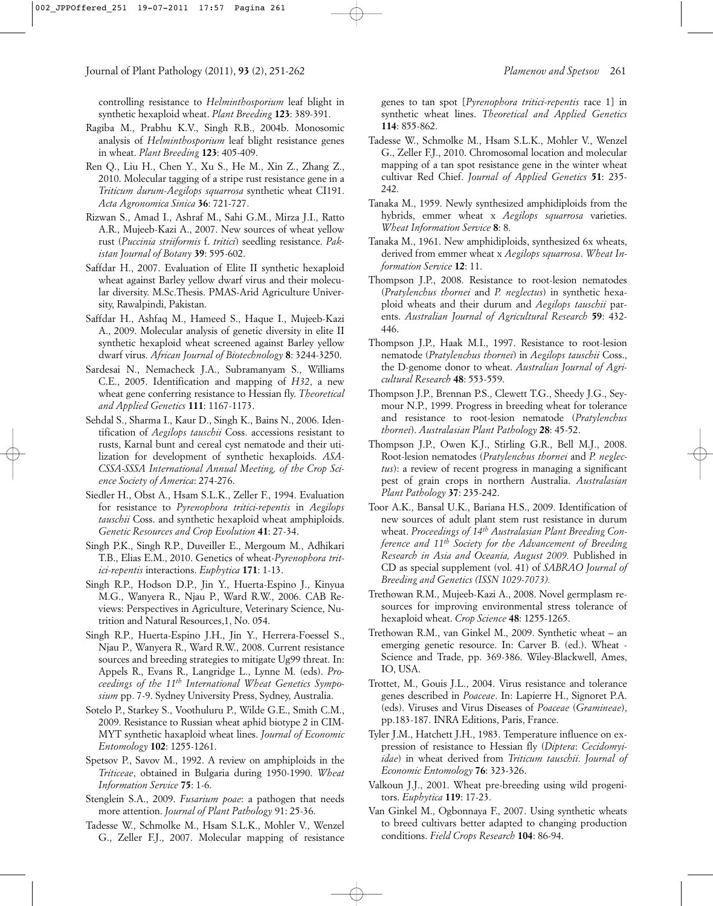controlling resistance to *Helminthosporium* leaf blight in synthetic hexaploid wheat. *Plant Breeding* **123**: 389-391.

Ragiba M., Prabhu K.V., Singh R.B., 2004b. Monosomic analysis of *Helminthosporium* leaf blight resistance genes in wheat. *Plant Breeding* **123**: 405-409.

Ren Q., Liu H., Chen Y., Xu S., He M., Xin Z., Zhang Z., 2010. Molecular tagging of a stripe rust resistance gene in a *Triticum durum-Aegilops squarrosa* synthetic wheat CI191. *Acta Agronomica Sinica* **36**: 721-727.

Rizwan S., Amad I., Ashraf M., Sahi G.M., Mirza J.I., Ratto A.R., Mujeeb-Kazi A., 2007. New sources of wheat yellow rust (*Puccinia striiformis* f. *tritici*) seedling resistance. *Pakistan Journal of Botany* **39**: 595-602.

Saffdar H., 2007. Evaluation of Elite II synthetic hexaploid wheat against Barley yellow dwarf virus and their molecular diversity. M.Sc.Thesis. PMAS-Arid Agriculture University, Rawalpindi, Pakistan.

Saffdar H., Ashfaq M., Hameed S., Haque I., Mujeeb-Kazi A., 2009. Molecular analysis of genetic diversity in elite II synthetic hexaploid wheat screened against Barley yellow dwarf virus. *African Journal of Biotechnology* **8**: 3244-3250.

Sardesai N., Nemacheck J.A., Subramanyam S., Williams C.E., 2005. Identification and mapping of *H32*, a new wheat gene conferring resistance to Hessian fly. *Theoretical and Applied Genetics* **111**: 1167-1173.

Sehdal S., Sharma I., Kaur D., Singh K., Bains N., 2006. Identification of *Aegilops tauschii* Coss. accessions resistant to rusts, Karnal bunt and cereal cyst nematode and their utilization for development of synthetic hexaploids. *ASA-CSSA-SSSA International Annual Meeting, of the Crop Science Society of America*: 274-276.

Siedler H., Obst A., Hsam S.L.K., Zeller F., 1994. Evaluation for resistance to *Pyrenophora tritici-repentis* in *Aegilops tauschii* Coss. and synthetic hexaploid wheat amphiploids. *Genetic Resources and Crop Evolution* **41**: 27-34.

Singh P.K., Singh R.P., Duveiller E., Mergoum M., Adhikari T.B., Elias E.M., 2010. Genetics of wheat-*Pyrenophora tritici-repentis* interactions. *Euphytica* **171**: 1-13.

Singh R.P., Hodson D.P., Jin Y., Huerta-Espino J., Kinyua M.G., Wanyera R., Njau P., Ward R.W., 2006. CAB Reviews: Perspectives in Agriculture, Veterinary Science, Nutrition and Natural Resources,1, No. 054.

Singh R.P., Huerta-Espino J.H., Jin Y., Herrera-Foessel S., Njau P., Wanyera R., Ward R.W., 2008. Current resistance sources and breeding strategies to mitigate Ug99 threat. In: Appels R., Evans R., Langridge L., Lynne M. (eds). *Proceedings of the 11th International Wheat Genetics Symposium* pp. 7-9. Sydney University Press, Sydney, Australia.

Sotelo P., Starkey S., Voothuluru P., Wilde G.E., Smith C.M., 2009. Resistance to Russian wheat aphid biotype 2 in CIMMYT synthetic haxaploid wheat lines. *Journal of Economic Entomology* **102**: 1255-1261.

Spetsov P., Savov M., 1992. A review on amphiploids in the *Triticeae*, obtained in Bulgaria during 1950-1990. *Wheat Information Service* **75**: 1-6.

Stenglein S.A., 2009. *Fusarium poae*: a pathogen that needs more attention. *Journal of Plant Pathology* 91: 25-36.

Tadesse W., Schmolke M., Hsam S.L.K., Mohler V., Wenzel G., Zeller F.J., 2007. Molecular mapping of resistance genes to tan spot [*Pyrenophora tritici-repentis* race 1] in synthetic wheat lines. *Theoretical and Applied Genetics* **114**: 855-862.

Tadesse W., Schmolke M., Hsam S.L.K., Mohler V., Wenzel G., Zeller F.J., 2010. Chromosomal location and molecular mapping of a tan spot resistance gene in the winter wheat cultivar Red Chief. *Journal of Applied Genetics* **51**: 235-242.

Tanaka M., 1959. Newly synthesized amphidiploids from the hybrids, emmer wheat x *Aegilops squarrosa* varieties. *Wheat Information Service* **8**: 8.

Tanaka M., 1961. New amphidiploids, synthesized 6x wheats, derived from emmer wheat x *Aegilops squarrosa*. *Wheat Information Service* **12**: 11.

Thompson J.P., 2008. Resistance to root-lesion nematodes (*Pratylenchus thornei* and *P. neglectus*) in synthetic hexaploid wheats and their durum and *Aegilops tauschii* parents. *Australian Journal of Agricultural Research* **59**: 432-446.

Thompson J.P., Haak M.I., 1997. Resistance to root-lesion nematode (*Pratylenchus thornei*) in *Aegilops tauschii* Coss., the D-genome donor to wheat. *Australian Journal of Agricultural Research* **48**: 553-559.

Thompson J.P., Brennan P.S., Clewett T.G., Sheedy J.G., Seymour N.P., 1999. Progress in breeding wheat for tolerance and resistance to root-lesion nematode (*Pratylenchus thornei*). *Australasian Plant Pathology* **28**: 45-52.

Thompson J.P., Owen K.J., Stirling G.R., Bell M.J., 2008. Root-lesion nematodes (*Pratylenchus thornei* and *P. neglectus*): a review of recent progress in managing a significant pest of grain crops in northern Australia. *Australasian Plant Pathology* **37**: 235-242.

Toor A.K., Bansal U.K., Bariana H.S., 2009. Identification of new sources of adult plant stem rust resistance in durum wheat. *Proceedings of 14th Australasian Plant Breeding Conference and 11th Society for the Advancement of Breeding Research in Asia and Oceania, August 2009.* Published in CD as special supplement (vol. 41) of *SABRAO Journal of Breeding and Genetics (ISSN 1029-7073).*

Trethowan R.M., Mujeeb-Kazi A., 2008. Novel germplasm resources for improving environmental stress tolerance of hexaploid wheat. *Crop Science* **48**: 1255-1265.

Trethowan R.M., van Ginkel M., 2009. Synthetic wheat – an emerging genetic resource. In: Carver B. (ed.). Wheat - Science and Trade, pp. 369-386. Wiley-Blackwell, Ames, IO, USA.

Trottet, M., Gouis J.L., 2004. Virus resistance and tolerance genes described in *Poaceae*. In: Lapierre H., Signoret P.A. (eds). Viruses and Virus Diseases of *Poaceae* (*Gramineae*), pp.183-187. INRA Editions, Paris, France.

Tyler J.M., Hatchett J.H., 1983. Temperature influence on expression of resistance to Hessian fly (*Diptera*: *Cecidomyiidae*) in wheat derived from *Triticum tauschii*. *Journal of Economic Entomology* **76**: 323-326.

Valkoun J.J., 2001. Wheat pre-breeding using wild progenitors. *Euphytica* **119**: 17-23.

Van Ginkel M., Ogbonnaya F., 2007. Using synthetic wheats to breed cultivars better adapted to changing production conditions. *Field Crops Research* **104**: 86-94.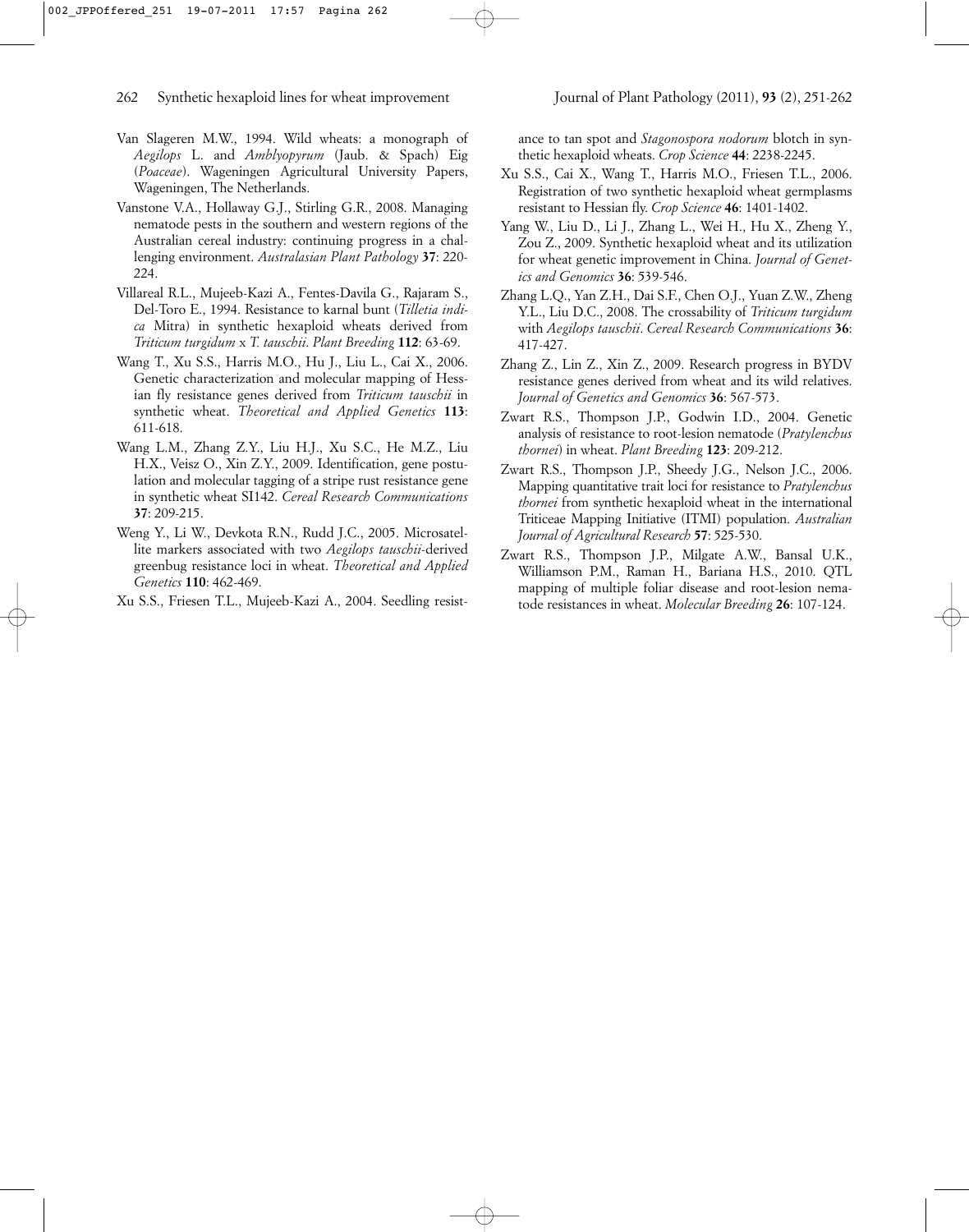Van Slageren M.W., 1994. Wild wheats: a monograph of *Aegilops* L. and *Amblyopyrum* (Jaub. & Spach) Eig (*Poaceae*). Wageningen Agricultural University Papers, Wageningen, The Netherlands.

Vanstone V.A., Hollaway G.J., Stirling G.R., 2008. Managing nematode pests in the southern and western regions of the Australian cereal industry: continuing progress in a challenging environment. *Australasian Plant Pathology* **37**: 220-224.

Villareal R.L., Mujeeb-Kazi A., Fentes-Davila G., Rajaram S., Del-Toro E., 1994. Resistance to karnal bunt (*Tilletia indica* Mitra) in synthetic hexaploid wheats derived from *Triticum turgidum* x *T. tauschii*. *Plant Breeding* **112**: 63-69.

Wang T., Xu S.S., Harris M.O., Hu J., Liu L., Cai X., 2006. Genetic characterization and molecular mapping of Hessian fly resistance genes derived from *Triticum tauschii* in synthetic wheat. *Theoretical and Applied Genetics* **113**: 611-618.

Wang L.M., Zhang Z.Y., Liu H.J., Xu S.C., He M.Z., Liu H.X., Veisz O., Xin Z.Y., 2009. Identification, gene postulation and molecular tagging of a stripe rust resistance gene in synthetic wheat SI142. *Cereal Research Communications* **37**: 209-215.

Weng Y., Li W., Devkota R.N., Rudd J.C., 2005. Microsatellite markers associated with two *Aegilops tauschii*-derived greenbug resistance loci in wheat. *Theoretical and Applied Genetics* **110**: 462-469.

Xu S.S., Friesen T.L., Mujeeb-Kazi A., 2004. Seedling resistance to tan spot and *Stagonospora nodorum* blotch in synthetic hexaploid wheats. *Crop Science* **44**: 2238-2245.

Xu S.S., Cai X., Wang T., Harris M.O., Friesen T.L., 2006. Registration of two synthetic hexaploid wheat germplasms resistant to Hessian fly. *Crop Science* **46**: 1401-1402.

Yang W., Liu D., Li J., Zhang L., Wei H., Hu X., Zheng Y., Zou Z., 2009. Synthetic hexaploid wheat and its utilization for wheat genetic improvement in China. *Journal of Genetics and Genomics* **36**: 539-546.

Zhang L.Q., Yan Z.H., Dai S.F., Chen O.J., Yuan Z.W., Zheng Y.L., Liu D.C., 2008. The crossability of *Triticum turgidum* with *Aegilops tauschii*. *Cereal Research Communications* **36**: 417-427.

Zhang Z., Lin Z., Xin Z., 2009. Research progress in BYDV resistance genes derived from wheat and its wild relatives. *Journal of Genetics and Genomics* **36**: 567-573.

Zwart R.S., Thompson J.P., Godwin I.D., 2004. Genetic analysis of resistance to root-lesion nematode (*Pratylenchus thornei*) in wheat. *Plant Breeding* **123**: 209-212.

Zwart R.S., Thompson J.P., Sheedy J.G., Nelson J.C., 2006. Mapping quantitative trait loci for resistance to *Pratylenchus thornei* from synthetic hexaploid wheat in the international Triticeae Mapping Initiative (ITMI) population. *Australian Journal of Agricultural Research* **57**: 525-530.

Zwart R.S., Thompson J.P., Milgate A.W., Bansal U.K., Williamson P.M., Raman H., Bariana H.S., 2010. QTL mapping of multiple foliar disease and root-lesion nematode resistances in wheat. *Molecular Breeding* **26**: 107-124.